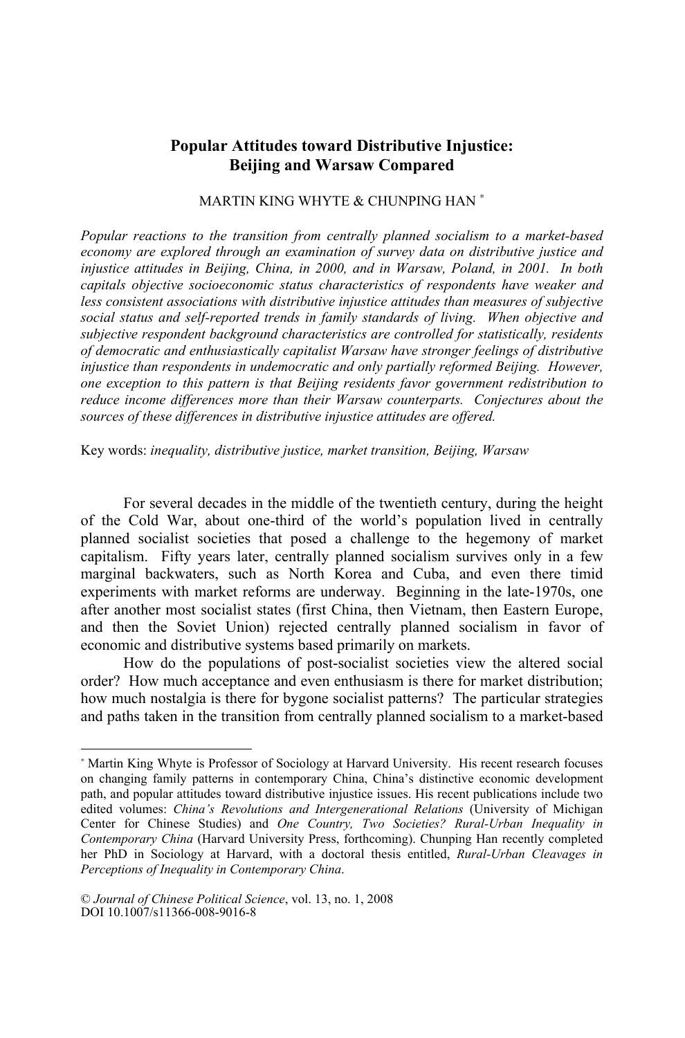# Popular Attitudes toward Distributive Injustice: Beijing and Warsaw Compared

MARTIN KING WHYTE & CHUNPING HAN [*]

*Popular reactions to the transition from centrally planned socialism to a market-based economy are explored through an examination of survey data on distributive justice and injustice attitudes in Beijing, China, in 2000, and in Warsaw, Poland, in 2001. In both capitals objective socioeconomic status characteristics of respondents have weaker and less consistent associations with distributive injustice attitudes than measures of subjective social status and self-reported trends in family standards of living. When objective and subjective respondent background characteristics are controlled for statistically, residents of democratic and enthusiastically capitalist Warsaw have stronger feelings of distributive injustice than respondents in undemocratic and only partially reformed Beijing. However, one exception to this pattern is that Beijing residents favor government redistribution to reduce income differences more than their Warsaw counterparts. Conjectures about the sources of these differences in distributive injustice attitudes are offered.*

Key words: *inequality, distributive justice, market transition, Beijing, Warsaw*

For several decades in the middle of the twentieth century, during the height of the Cold War, about one-third of the world's population lived in centrally planned socialist societies that posed a challenge to the hegemony of market capitalism. Fifty years later, centrally planned socialism survives only in a few marginal backwaters, such as North Korea and Cuba, and even there timid experiments with market reforms are underway. Beginning in the late-1970s, one after another most socialist states (first China, then Vietnam, then Eastern Europe, and then the Soviet Union) rejected centrally planned socialism in favor of economic and distributive systems based primarily on markets.

How do the populations of post-socialist societies view the altered social order? How much acceptance and even enthusiasm is there for market distribution; how much nostalgia is there for bygone socialist patterns? The particular strategies and paths taken in the transition from centrally planned socialism to a market-based

---

[*] Martin King Whyte is Professor of Sociology at Harvard University. His recent research focuses on changing family patterns in contemporary China, China's distinctive economic development path, and popular attitudes toward distributive injustice issues. His recent publications include two edited volumes: *China's Revolutions and Intergenerational Relations* (University of Michigan Center for Chinese Studies) and *One Country, Two Societies? Rural-Urban Inequality in Contemporary China* (Harvard University Press, forthcoming). Chunping Han recently completed her PhD in Sociology at Harvard, with a doctoral thesis entitled, *Rural-Urban Cleavages in Perceptions of Inequality in Contemporary China*.

© *Journal of Chinese Political Science*, vol. 13, no. 1, 2008
DOI 10.1007/s11366-008-9016-8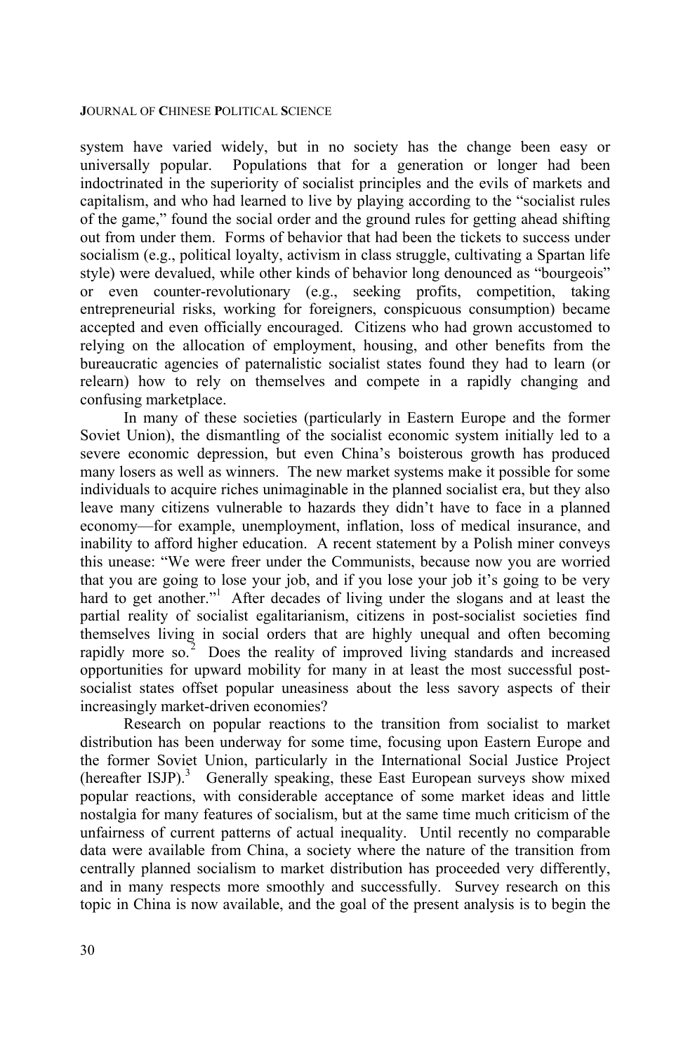system have varied widely, but in no society has the change been easy or universally popular. Populations that for a generation or longer had been indoctrinated in the superiority of socialist principles and the evils of markets and capitalism, and who had learned to live by playing according to the "socialist rules of the game," found the social order and the ground rules for getting ahead shifting out from under them. Forms of behavior that had been the tickets to success under socialism (e.g., political loyalty, activism in class struggle, cultivating a Spartan life style) were devalued, while other kinds of behavior long denounced as "bourgeois" or even counter-revolutionary (e.g., seeking profits, competition, taking entrepreneurial risks, working for foreigners, conspicuous consumption) became accepted and even officially encouraged. Citizens who had grown accustomed to relying on the allocation of employment, housing, and other benefits from the bureaucratic agencies of paternalistic socialist states found they had to learn (or relearn) how to rely on themselves and compete in a rapidly changing and confusing marketplace.

In many of these societies (particularly in Eastern Europe and the former Soviet Union), the dismantling of the socialist economic system initially led to a severe economic depression, but even China's boisterous growth has produced many losers as well as winners. The new market systems make it possible for some individuals to acquire riches unimaginable in the planned socialist era, but they also leave many citizens vulnerable to hazards they didn't have to face in a planned economy—for example, unemployment, inflation, loss of medical insurance, and inability to afford higher education. A recent statement by a Polish miner conveys this unease: "We were freer under the Communists, because now you are worried that you are going to lose your job, and if you lose your job it's going to be very hard to get another."[1] After decades of living under the slogans and at least the partial reality of socialist egalitarianism, citizens in post-socialist societies find themselves living in social orders that are highly unequal and often becoming rapidly more so.[2] Does the reality of improved living standards and increased opportunities for upward mobility for many in at least the most successful post-socialist states offset popular uneasiness about the less savory aspects of their increasingly market-driven economies?

Research on popular reactions to the transition from socialist to market distribution has been underway for some time, focusing upon Eastern Europe and the former Soviet Union, particularly in the International Social Justice Project (hereafter ISJP).[3] Generally speaking, these East European surveys show mixed popular reactions, with considerable acceptance of some market ideas and little nostalgia for many features of socialism, but at the same time much criticism of the unfairness of current patterns of actual inequality. Until recently no comparable data were available from China, a society where the nature of the transition from centrally planned socialism to market distribution has proceeded very differently, and in many respects more smoothly and successfully. Survey research on this topic in China is now available, and the goal of the present analysis is to begin the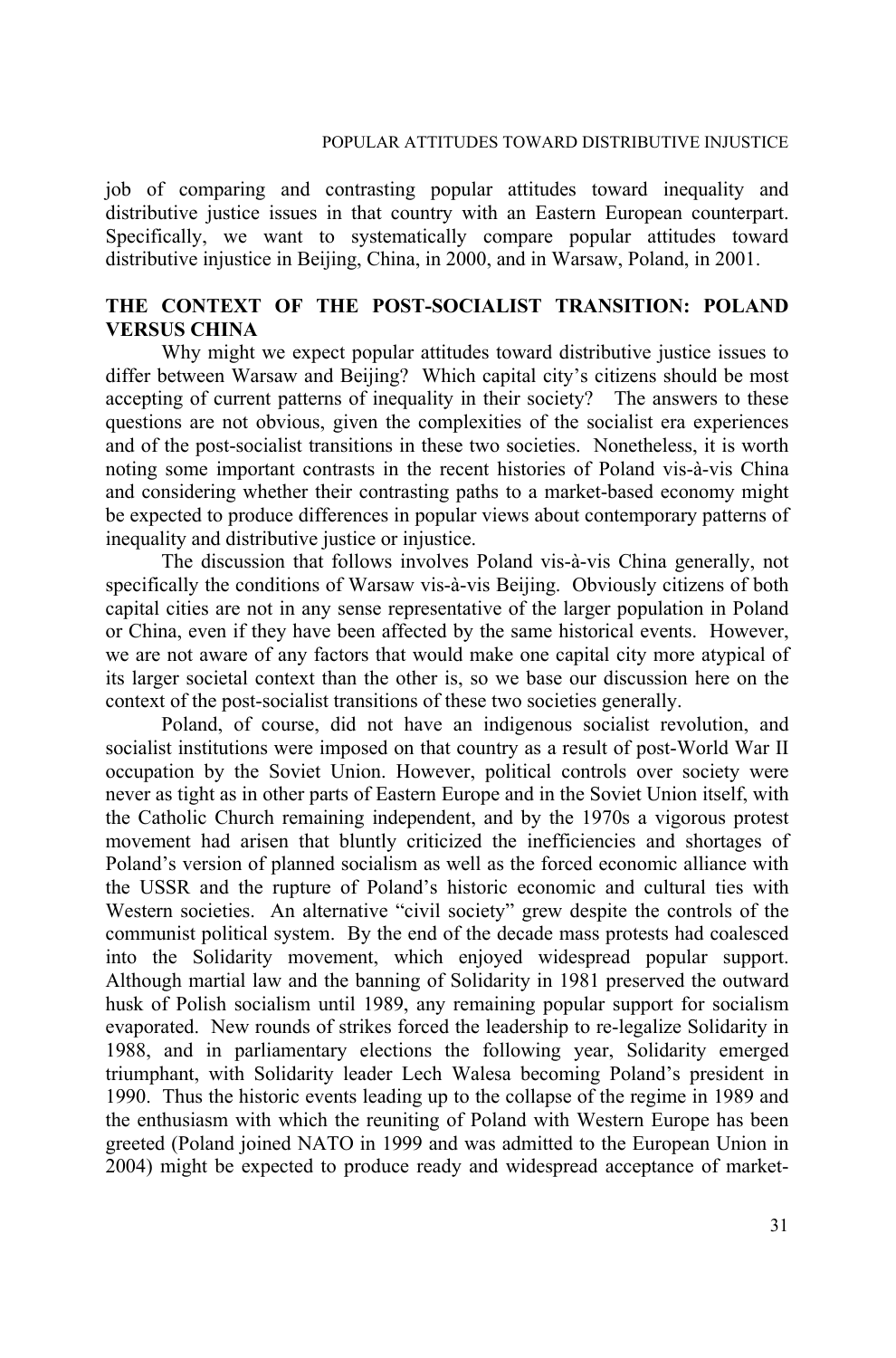job of comparing and contrasting popular attitudes toward inequality and distributive justice issues in that country with an Eastern European counterpart. Specifically, we want to systematically compare popular attitudes toward distributive injustice in Beijing, China, in 2000, and in Warsaw, Poland, in 2001.

## THE CONTEXT OF THE POST-SOCIALIST TRANSITION: POLAND VERSUS CHINA

Why might we expect popular attitudes toward distributive justice issues to differ between Warsaw and Beijing? Which capital city's citizens should be most accepting of current patterns of inequality in their society? The answers to these questions are not obvious, given the complexities of the socialist era experiences and of the post-socialist transitions in these two societies. Nonetheless, it is worth noting some important contrasts in the recent histories of Poland vis-à-vis China and considering whether their contrasting paths to a market-based economy might be expected to produce differences in popular views about contemporary patterns of inequality and distributive justice or injustice.

The discussion that follows involves Poland vis-à-vis China generally, not specifically the conditions of Warsaw vis-à-vis Beijing. Obviously citizens of both capital cities are not in any sense representative of the larger population in Poland or China, even if they have been affected by the same historical events. However, we are not aware of any factors that would make one capital city more atypical of its larger societal context than the other is, so we base our discussion here on the context of the post-socialist transitions of these two societies generally.

Poland, of course, did not have an indigenous socialist revolution, and socialist institutions were imposed on that country as a result of post-World War II occupation by the Soviet Union. However, political controls over society were never as tight as in other parts of Eastern Europe and in the Soviet Union itself, with the Catholic Church remaining independent, and by the 1970s a vigorous protest movement had arisen that bluntly criticized the inefficiencies and shortages of Poland's version of planned socialism as well as the forced economic alliance with the USSR and the rupture of Poland's historic economic and cultural ties with Western societies. An alternative "civil society" grew despite the controls of the communist political system. By the end of the decade mass protests had coalesced into the Solidarity movement, which enjoyed widespread popular support. Although martial law and the banning of Solidarity in 1981 preserved the outward husk of Polish socialism until 1989, any remaining popular support for socialism evaporated. New rounds of strikes forced the leadership to re-legalize Solidarity in 1988, and in parliamentary elections the following year, Solidarity emerged triumphant, with Solidarity leader Lech Walesa becoming Poland's president in 1990. Thus the historic events leading up to the collapse of the regime in 1989 and the enthusiasm with which the reuniting of Poland with Western Europe has been greeted (Poland joined NATO in 1999 and was admitted to the European Union in 2004) might be expected to produce ready and widespread acceptance of market-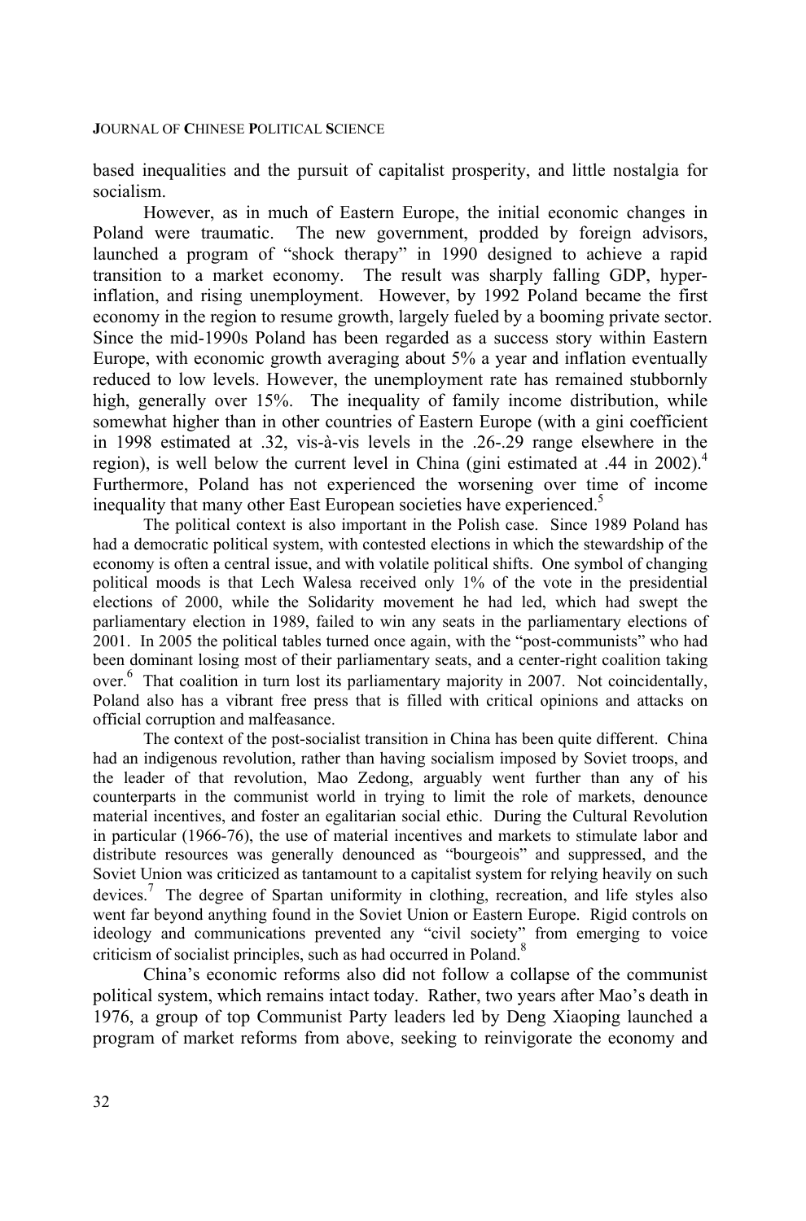based inequalities and the pursuit of capitalist prosperity, and little nostalgia for socialism.

However, as in much of Eastern Europe, the initial economic changes in Poland were traumatic. The new government, prodded by foreign advisors, launched a program of "shock therapy" in 1990 designed to achieve a rapid transition to a market economy. The result was sharply falling GDP, hyper-inflation, and rising unemployment. However, by 1992 Poland became the first economy in the region to resume growth, largely fueled by a booming private sector. Since the mid-1990s Poland has been regarded as a success story within Eastern Europe, with economic growth averaging about 5% a year and inflation eventually reduced to low levels. However, the unemployment rate has remained stubbornly high, generally over 15%. The inequality of family income distribution, while somewhat higher than in other countries of Eastern Europe (with a gini coefficient in 1998 estimated at .32, vis-à-vis levels in the .26-.29 range elsewhere in the region), is well below the current level in China (gini estimated at .44 in 2002).[4] Furthermore, Poland has not experienced the worsening over time of income inequality that many other East European societies have experienced.[5]

The political context is also important in the Polish case. Since 1989 Poland has had a democratic political system, with contested elections in which the stewardship of the economy is often a central issue, and with volatile political shifts. One symbol of changing political moods is that Lech Walesa received only 1% of the vote in the presidential elections of 2000, while the Solidarity movement he had led, which had swept the parliamentary election in 1989, failed to win any seats in the parliamentary elections of 2001. In 2005 the political tables turned once again, with the "post-communists" who had been dominant losing most of their parliamentary seats, and a center-right coalition taking over.[6] That coalition in turn lost its parliamentary majority in 2007. Not coincidentally, Poland also has a vibrant free press that is filled with critical opinions and attacks on official corruption and malfeasance.

The context of the post-socialist transition in China has been quite different. China had an indigenous revolution, rather than having socialism imposed by Soviet troops, and the leader of that revolution, Mao Zedong, arguably went further than any of his counterparts in the communist world in trying to limit the role of markets, denounce material incentives, and foster an egalitarian social ethic. During the Cultural Revolution in particular (1966-76), the use of material incentives and markets to stimulate labor and distribute resources was generally denounced as "bourgeois" and suppressed, and the Soviet Union was criticized as tantamount to a capitalist system for relying heavily on such devices.[7] The degree of Spartan uniformity in clothing, recreation, and life styles also went far beyond anything found in the Soviet Union or Eastern Europe. Rigid controls on ideology and communications prevented any "civil society" from emerging to voice criticism of socialist principles, such as had occurred in Poland.[8]

China's economic reforms also did not follow a collapse of the communist political system, which remains intact today. Rather, two years after Mao's death in 1976, a group of top Communist Party leaders led by Deng Xiaoping launched a program of market reforms from above, seeking to reinvigorate the economy and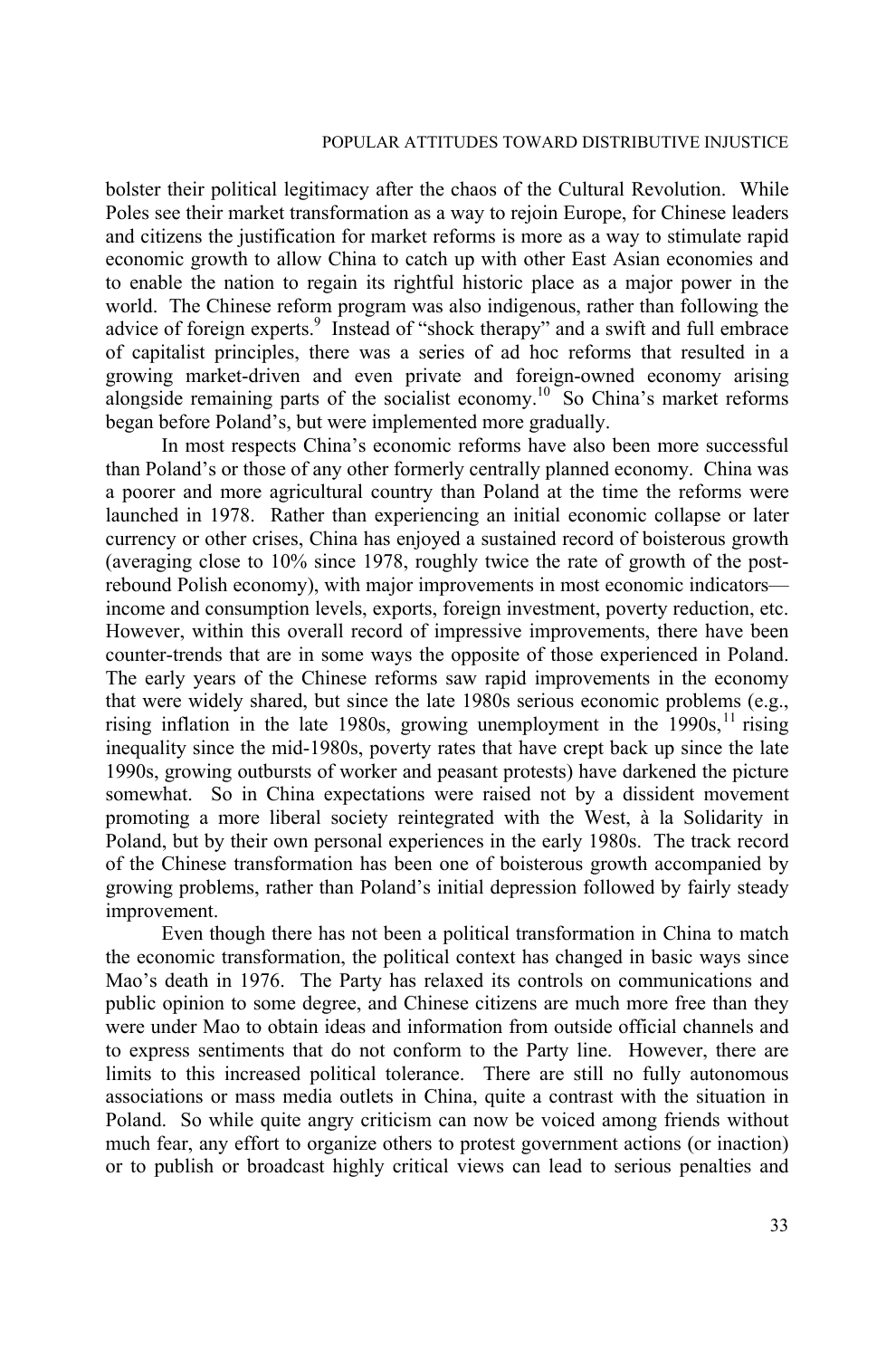bolster their political legitimacy after the chaos of the Cultural Revolution. While Poles see their market transformation as a way to rejoin Europe, for Chinese leaders and citizens the justification for market reforms is more as a way to stimulate rapid economic growth to allow China to catch up with other East Asian economies and to enable the nation to regain its rightful historic place as a major power in the world. The Chinese reform program was also indigenous, rather than following the advice of foreign experts.[9] Instead of "shock therapy" and a swift and full embrace of capitalist principles, there was a series of ad hoc reforms that resulted in a growing market-driven and even private and foreign-owned economy arising alongside remaining parts of the socialist economy.[10] So China's market reforms began before Poland's, but were implemented more gradually.

In most respects China's economic reforms have also been more successful than Poland's or those of any other formerly centrally planned economy. China was a poorer and more agricultural country than Poland at the time the reforms were launched in 1978. Rather than experiencing an initial economic collapse or later currency or other crises, China has enjoyed a sustained record of boisterous growth (averaging close to 10% since 1978, roughly twice the rate of growth of the post-rebound Polish economy), with major improvements in most economic indicators—income and consumption levels, exports, foreign investment, poverty reduction, etc. However, within this overall record of impressive improvements, there have been counter-trends that are in some ways the opposite of those experienced in Poland. The early years of the Chinese reforms saw rapid improvements in the economy that were widely shared, but since the late 1980s serious economic problems (e.g., rising inflation in the late 1980s, growing unemployment in the 1990s,[11] rising inequality since the mid-1980s, poverty rates that have crept back up since the late 1990s, growing outbursts of worker and peasant protests) have darkened the picture somewhat. So in China expectations were raised not by a dissident movement promoting a more liberal society reintegrated with the West, à la Solidarity in Poland, but by their own personal experiences in the early 1980s. The track record of the Chinese transformation has been one of boisterous growth accompanied by growing problems, rather than Poland's initial depression followed by fairly steady improvement.

Even though there has not been a political transformation in China to match the economic transformation, the political context has changed in basic ways since Mao's death in 1976. The Party has relaxed its controls on communications and public opinion to some degree, and Chinese citizens are much more free than they were under Mao to obtain ideas and information from outside official channels and to express sentiments that do not conform to the Party line. However, there are limits to this increased political tolerance. There are still no fully autonomous associations or mass media outlets in China, quite a contrast with the situation in Poland. So while quite angry criticism can now be voiced among friends without much fear, any effort to organize others to protest government actions (or inaction) or to publish or broadcast highly critical views can lead to serious penalties and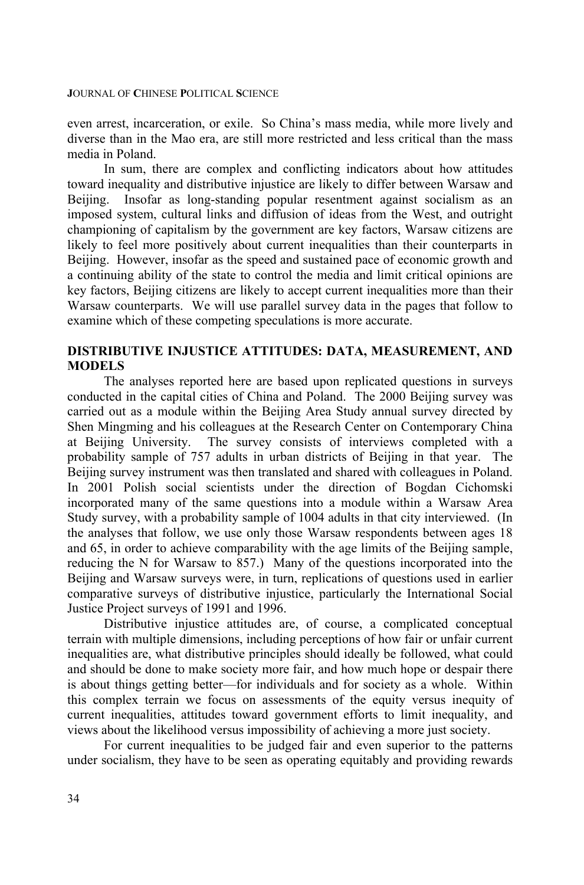even arrest, incarceration, or exile. So China's mass media, while more lively and diverse than in the Mao era, are still more restricted and less critical than the mass media in Poland.

In sum, there are complex and conflicting indicators about how attitudes toward inequality and distributive injustice are likely to differ between Warsaw and Beijing. Insofar as long-standing popular resentment against socialism as an imposed system, cultural links and diffusion of ideas from the West, and outright championing of capitalism by the government are key factors, Warsaw citizens are likely to feel more positively about current inequalities than their counterparts in Beijing. However, insofar as the speed and sustained pace of economic growth and a continuing ability of the state to control the media and limit critical opinions are key factors, Beijing citizens are likely to accept current inequalities more than their Warsaw counterparts. We will use parallel survey data in the pages that follow to examine which of these competing speculations is more accurate.

## DISTRIBUTIVE INJUSTICE ATTITUDES: DATA, MEASUREMENT, AND MODELS

The analyses reported here are based upon replicated questions in surveys conducted in the capital cities of China and Poland. The 2000 Beijing survey was carried out as a module within the Beijing Area Study annual survey directed by Shen Mingming and his colleagues at the Research Center on Contemporary China at Beijing University. The survey consists of interviews completed with a probability sample of 757 adults in urban districts of Beijing in that year. The Beijing survey instrument was then translated and shared with colleagues in Poland. In 2001 Polish social scientists under the direction of Bogdan Cichomski incorporated many of the same questions into a module within a Warsaw Area Study survey, with a probability sample of 1004 adults in that city interviewed. (In the analyses that follow, we use only those Warsaw respondents between ages 18 and 65, in order to achieve comparability with the age limits of the Beijing sample, reducing the N for Warsaw to 857.) Many of the questions incorporated into the Beijing and Warsaw surveys were, in turn, replications of questions used in earlier comparative surveys of distributive injustice, particularly the International Social Justice Project surveys of 1991 and 1996.

Distributive injustice attitudes are, of course, a complicated conceptual terrain with multiple dimensions, including perceptions of how fair or unfair current inequalities are, what distributive principles should ideally be followed, what could and should be done to make society more fair, and how much hope or despair there is about things getting better—for individuals and for society as a whole. Within this complex terrain we focus on assessments of the equity versus inequity of current inequalities, attitudes toward government efforts to limit inequality, and views about the likelihood versus impossibility of achieving a more just society.

For current inequalities to be judged fair and even superior to the patterns under socialism, they have to be seen as operating equitably and providing rewards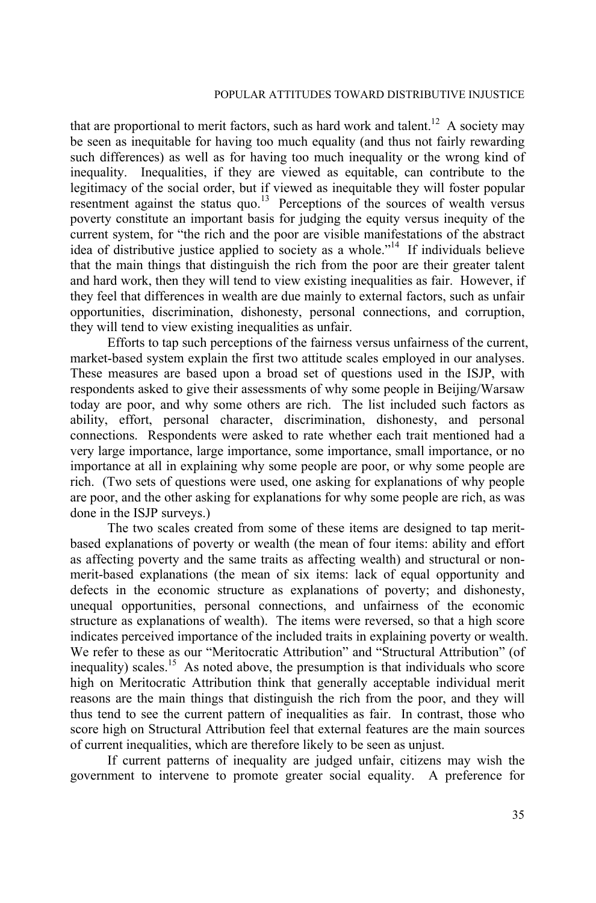that are proportional to merit factors, such as hard work and talent.[12] A society may be seen as inequitable for having too much equality (and thus not fairly rewarding such differences) as well as for having too much inequality or the wrong kind of inequality. Inequalities, if they are viewed as equitable, can contribute to the legitimacy of the social order, but if viewed as inequitable they will foster popular resentment against the status quo.[13] Perceptions of the sources of wealth versus poverty constitute an important basis for judging the equity versus inequity of the current system, for "the rich and the poor are visible manifestations of the abstract idea of distributive justice applied to society as a whole."[14] If individuals believe that the main things that distinguish the rich from the poor are their greater talent and hard work, then they will tend to view existing inequalities as fair. However, if they feel that differences in wealth are due mainly to external factors, such as unfair opportunities, discrimination, dishonesty, personal connections, and corruption, they will tend to view existing inequalities as unfair.

Efforts to tap such perceptions of the fairness versus unfairness of the current, market-based system explain the first two attitude scales employed in our analyses. These measures are based upon a broad set of questions used in the ISJP, with respondents asked to give their assessments of why some people in Beijing/Warsaw today are poor, and why some others are rich. The list included such factors as ability, effort, personal character, discrimination, dishonesty, and personal connections. Respondents were asked to rate whether each trait mentioned had a very large importance, large importance, some importance, small importance, or no importance at all in explaining why some people are poor, or why some people are rich. (Two sets of questions were used, one asking for explanations of why people are poor, and the other asking for explanations for why some people are rich, as was done in the ISJP surveys.)

The two scales created from some of these items are designed to tap merit-based explanations of poverty or wealth (the mean of four items: ability and effort as affecting poverty and the same traits as affecting wealth) and structural or non-merit-based explanations (the mean of six items: lack of equal opportunity and defects in the economic structure as explanations of poverty; and dishonesty, unequal opportunities, personal connections, and unfairness of the economic structure as explanations of wealth). The items were reversed, so that a high score indicates perceived importance of the included traits in explaining poverty or wealth. We refer to these as our "Meritocratic Attribution" and "Structural Attribution" (of inequality) scales.[15] As noted above, the presumption is that individuals who score high on Meritocratic Attribution think that generally acceptable individual merit reasons are the main things that distinguish the rich from the poor, and they will thus tend to see the current pattern of inequalities as fair. In contrast, those who score high on Structural Attribution feel that external features are the main sources of current inequalities, which are therefore likely to be seen as unjust.

If current patterns of inequality are judged unfair, citizens may wish the government to intervene to promote greater social equality. A preference for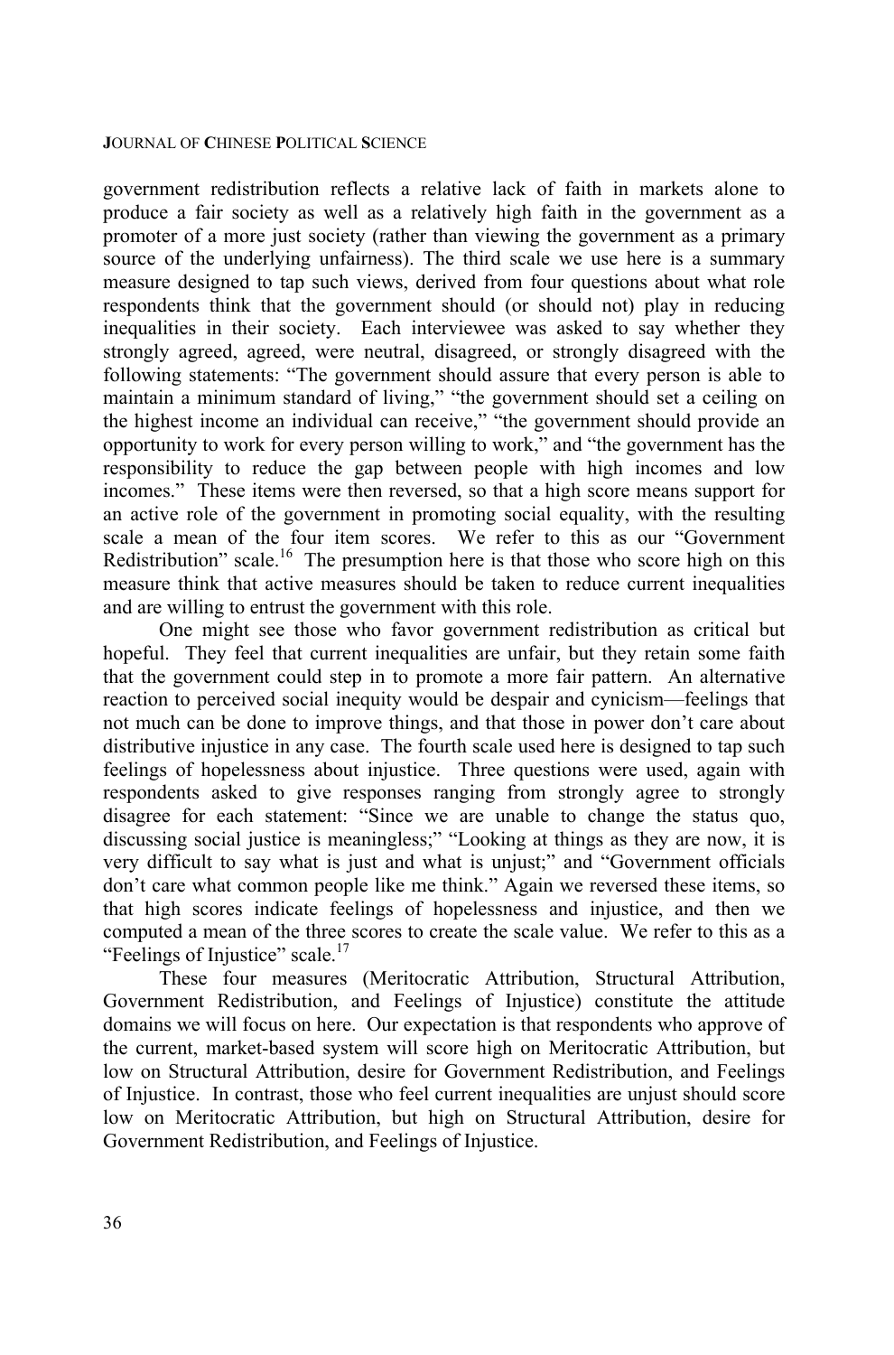government redistribution reflects a relative lack of faith in markets alone to produce a fair society as well as a relatively high faith in the government as a promoter of a more just society (rather than viewing the government as a primary source of the underlying unfairness). The third scale we use here is a summary measure designed to tap such views, derived from four questions about what role respondents think that the government should (or should not) play in reducing inequalities in their society. Each interviewee was asked to say whether they strongly agreed, agreed, were neutral, disagreed, or strongly disagreed with the following statements: "The government should assure that every person is able to maintain a minimum standard of living," "the government should set a ceiling on the highest income an individual can receive," "the government should provide an opportunity to work for every person willing to work," and "the government has the responsibility to reduce the gap between people with high incomes and low incomes." These items were then reversed, so that a high score means support for an active role of the government in promoting social equality, with the resulting scale a mean of the four item scores. We refer to this as our "Government Redistribution" scale.[16] The presumption here is that those who score high on this measure think that active measures should be taken to reduce current inequalities and are willing to entrust the government with this role.

One might see those who favor government redistribution as critical but hopeful. They feel that current inequalities are unfair, but they retain some faith that the government could step in to promote a more fair pattern. An alternative reaction to perceived social inequity would be despair and cynicism—feelings that not much can be done to improve things, and that those in power don't care about distributive injustice in any case. The fourth scale used here is designed to tap such feelings of hopelessness about injustice. Three questions were used, again with respondents asked to give responses ranging from strongly agree to strongly disagree for each statement: "Since we are unable to change the status quo, discussing social justice is meaningless;" "Looking at things as they are now, it is very difficult to say what is just and what is unjust;" and "Government officials don't care what common people like me think." Again we reversed these items, so that high scores indicate feelings of hopelessness and injustice, and then we computed a mean of the three scores to create the scale value. We refer to this as a "Feelings of Injustice" scale.[17]

These four measures (Meritocratic Attribution, Structural Attribution, Government Redistribution, and Feelings of Injustice) constitute the attitude domains we will focus on here. Our expectation is that respondents who approve of the current, market-based system will score high on Meritocratic Attribution, but low on Structural Attribution, desire for Government Redistribution, and Feelings of Injustice. In contrast, those who feel current inequalities are unjust should score low on Meritocratic Attribution, but high on Structural Attribution, desire for Government Redistribution, and Feelings of Injustice.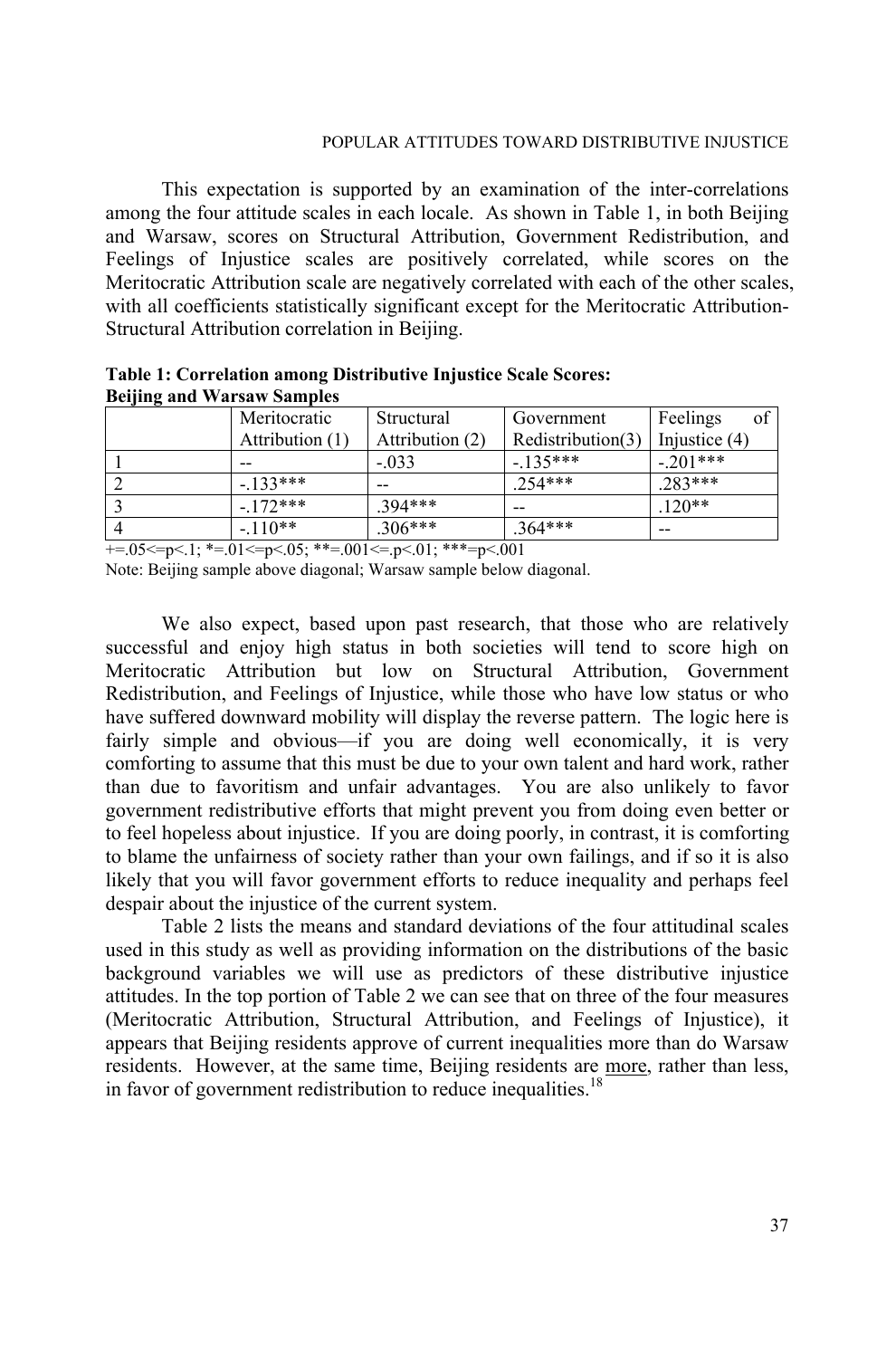This expectation is supported by an examination of the inter-correlations among the four attitude scales in each locale. As shown in Table 1, in both Beijing and Warsaw, scores on Structural Attribution, Government Redistribution, and Feelings of Injustice scales are positively correlated, while scores on the Meritocratic Attribution scale are negatively correlated with each of the other scales, with all coefficients statistically significant except for the Meritocratic Attribution-Structural Attribution correlation in Beijing.

**Table 1: Correlation among Distributive Injustice Scale Scores: Beijing and Warsaw Samples**

| | Meritocratic Attribution (1) | Structural Attribution (2) | Government Redistribution(3) | Feelings of Injustice (4) |
|---|---|---|---|---|
| 1 | -- | -.033 | -.135*** | -.201*** |
| 2 | -.133*** | -- | .254*** | .283*** |
| 3 | -.172*** | .394*** | -- | .120** |
| 4 | -.110** | .306*** | .364*** | -- |

+=.05<=p<.1; *=.01<=p<.05; **=.001<=.p<.01; ***=p<.001

Note: Beijing sample above diagonal; Warsaw sample below diagonal.

We also expect, based upon past research, that those who are relatively successful and enjoy high status in both societies will tend to score high on Meritocratic Attribution but low on Structural Attribution, Government Redistribution, and Feelings of Injustice, while those who have low status or who have suffered downward mobility will display the reverse pattern. The logic here is fairly simple and obvious—if you are doing well economically, it is very comforting to assume that this must be due to your own talent and hard work, rather than due to favoritism and unfair advantages. You are also unlikely to favor government redistributive efforts that might prevent you from doing even better or to feel hopeless about injustice. If you are doing poorly, in contrast, it is comforting to blame the unfairness of society rather than your own failings, and if so it is also likely that you will favor government efforts to reduce inequality and perhaps feel despair about the injustice of the current system.

Table 2 lists the means and standard deviations of the four attitudinal scales used in this study as well as providing information on the distributions of the basic background variables we will use as predictors of these distributive injustice attitudes. In the top portion of Table 2 we can see that on three of the four measures (Meritocratic Attribution, Structural Attribution, and Feelings of Injustice), it appears that Beijing residents approve of current inequalities more than do Warsaw residents. However, at the same time, Beijing residents are more, rather than less, in favor of government redistribution to reduce inequalities.[18]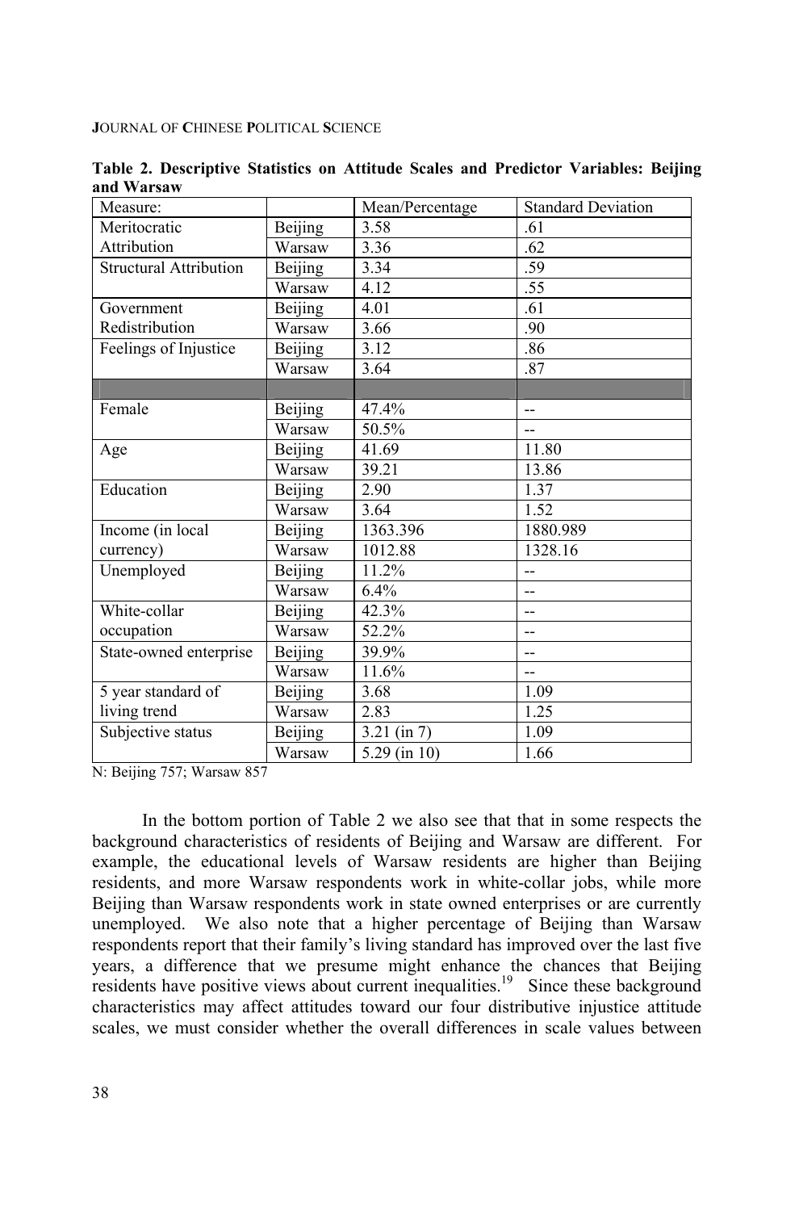**Table 2. Descriptive Statistics on Attitude Scales and Predictor Variables: Beijing and Warsaw**

| Measure: | | Mean/Percentage | Standard Deviation |
|---|---|---|---|
| Meritocratic Attribution | Beijing | 3.58 | .61 |
| | Warsaw | 3.36 | .62 |
| Structural Attribution | Beijing | 3.34 | .59 |
| | Warsaw | 4.12 | .55 |
| Government Redistribution | Beijing | 4.01 | .61 |
| | Warsaw | 3.66 | .90 |
| Feelings of Injustice | Beijing | 3.12 | .86 |
| | Warsaw | 3.64 | .87 |
| | | | |
| Female | Beijing | 47.4% | -- |
| | Warsaw | 50.5% | -- |
| Age | Beijing | 41.69 | 11.80 |
| | Warsaw | 39.21 | 13.86 |
| Education | Beijing | 2.90 | 1.37 |
| | Warsaw | 3.64 | 1.52 |
| Income (in local currency) | Beijing | 1363.396 | 1880.989 |
| | Warsaw | 1012.88 | 1328.16 |
| Unemployed | Beijing | 11.2% | -- |
| | Warsaw | 6.4% | -- |
| White-collar occupation | Beijing | 42.3% | -- |
| | Warsaw | 52.2% | -- |
| State-owned enterprise | Beijing | 39.9% | -- |
| | Warsaw | 11.6% | -- |
| 5 year standard of living trend | Beijing | 3.68 | 1.09 |
| | Warsaw | 2.83 | 1.25 |
| Subjective status | Beijing | 3.21 (in 7) | 1.09 |
| | Warsaw | 5.29 (in 10) | 1.66 |

N: Beijing 757; Warsaw 857

In the bottom portion of Table 2 we also see that that in some respects the background characteristics of residents of Beijing and Warsaw are different. For example, the educational levels of Warsaw residents are higher than Beijing residents, and more Warsaw respondents work in white-collar jobs, while more Beijing than Warsaw respondents work in state owned enterprises or are currently unemployed. We also note that a higher percentage of Beijing than Warsaw respondents report that their family's living standard has improved over the last five years, a difference that we presume might enhance the chances that Beijing residents have positive views about current inequalities.[19] Since these background characteristics may affect attitudes toward our four distributive injustice attitude scales, we must consider whether the overall differences in scale values between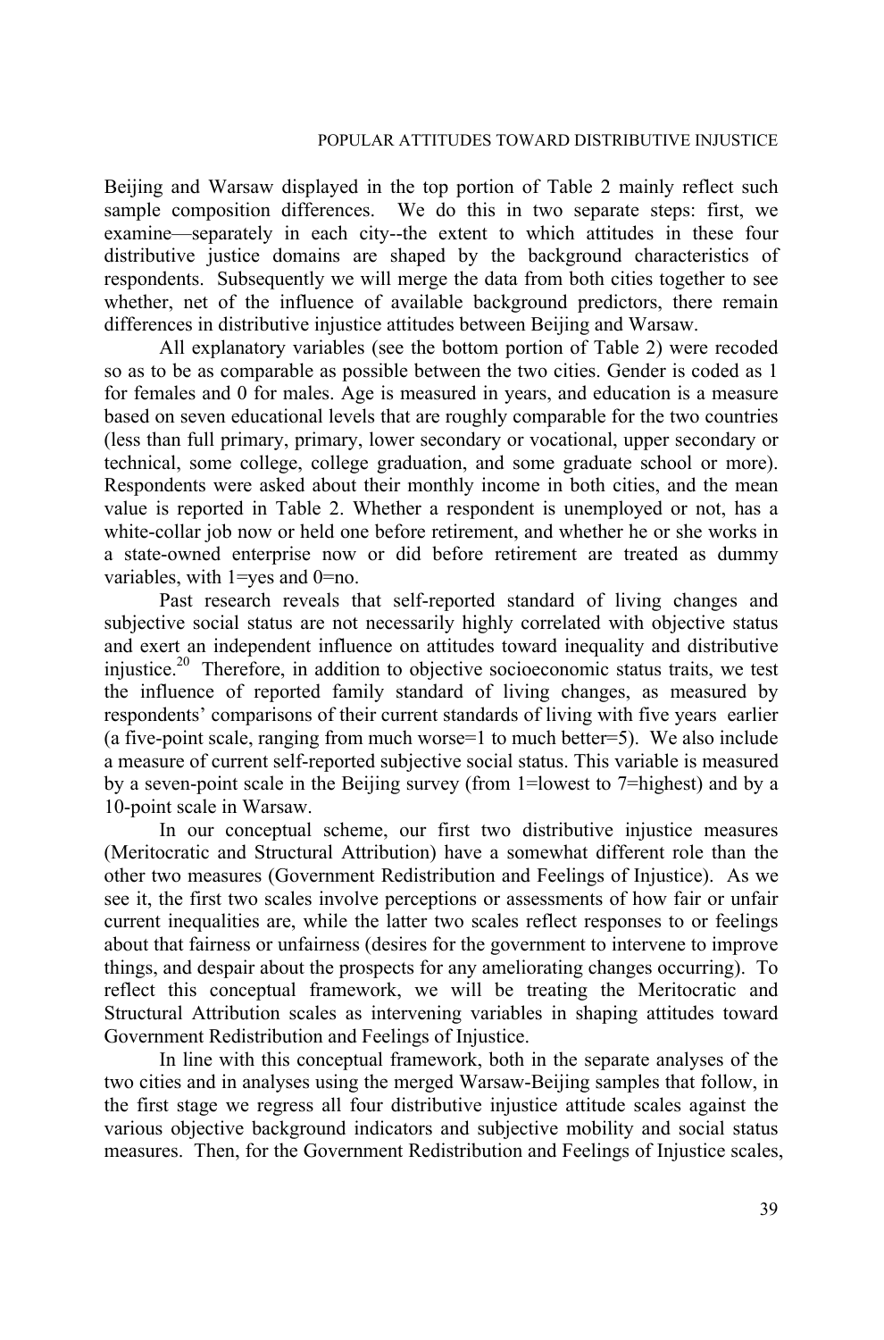Beijing and Warsaw displayed in the top portion of Table 2 mainly reflect such sample composition differences. We do this in two separate steps: first, we examine—separately in each city--the extent to which attitudes in these four distributive justice domains are shaped by the background characteristics of respondents. Subsequently we will merge the data from both cities together to see whether, net of the influence of available background predictors, there remain differences in distributive injustice attitudes between Beijing and Warsaw.

All explanatory variables (see the bottom portion of Table 2) were recoded so as to be as comparable as possible between the two cities. Gender is coded as 1 for females and 0 for males. Age is measured in years, and education is a measure based on seven educational levels that are roughly comparable for the two countries (less than full primary, primary, lower secondary or vocational, upper secondary or technical, some college, college graduation, and some graduate school or more). Respondents were asked about their monthly income in both cities, and the mean value is reported in Table 2. Whether a respondent is unemployed or not, has a white-collar job now or held one before retirement, and whether he or she works in a state-owned enterprise now or did before retirement are treated as dummy variables, with 1=yes and 0=no.

Past research reveals that self-reported standard of living changes and subjective social status are not necessarily highly correlated with objective status and exert an independent influence on attitudes toward inequality and distributive injustice.[20] Therefore, in addition to objective socioeconomic status traits, we test the influence of reported family standard of living changes, as measured by respondents' comparisons of their current standards of living with five years earlier (a five-point scale, ranging from much worse=1 to much better=5). We also include a measure of current self-reported subjective social status. This variable is measured by a seven-point scale in the Beijing survey (from 1=lowest to 7=highest) and by a 10-point scale in Warsaw.

In our conceptual scheme, our first two distributive injustice measures (Meritocratic and Structural Attribution) have a somewhat different role than the other two measures (Government Redistribution and Feelings of Injustice). As we see it, the first two scales involve perceptions or assessments of how fair or unfair current inequalities are, while the latter two scales reflect responses to or feelings about that fairness or unfairness (desires for the government to intervene to improve things, and despair about the prospects for any ameliorating changes occurring). To reflect this conceptual framework, we will be treating the Meritocratic and Structural Attribution scales as intervening variables in shaping attitudes toward Government Redistribution and Feelings of Injustice.

In line with this conceptual framework, both in the separate analyses of the two cities and in analyses using the merged Warsaw-Beijing samples that follow, in the first stage we regress all four distributive injustice attitude scales against the various objective background indicators and subjective mobility and social status measures. Then, for the Government Redistribution and Feelings of Injustice scales,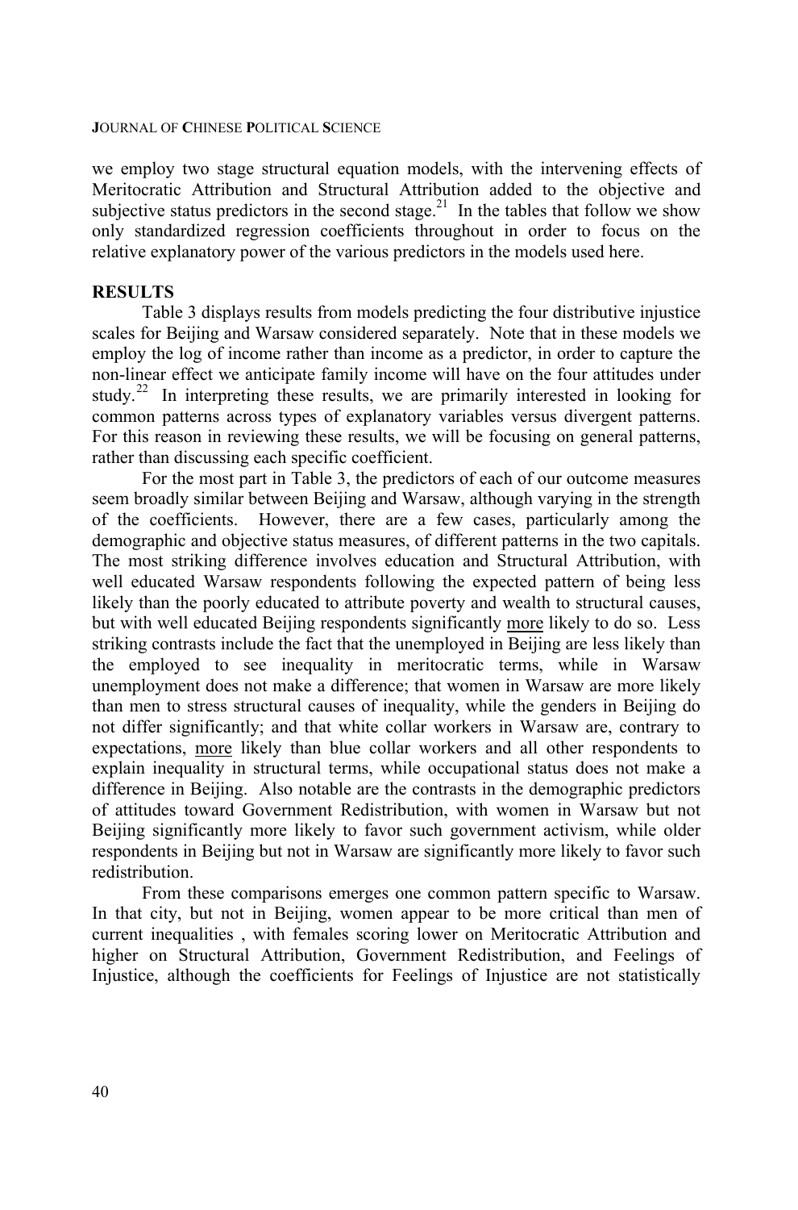we employ two stage structural equation models, with the intervening effects of Meritocratic Attribution and Structural Attribution added to the objective and subjective status predictors in the second stage.[21] In the tables that follow we show only standardized regression coefficients throughout in order to focus on the relative explanatory power of the various predictors in the models used here.

## RESULTS

Table 3 displays results from models predicting the four distributive injustice scales for Beijing and Warsaw considered separately. Note that in these models we employ the log of income rather than income as a predictor, in order to capture the non-linear effect we anticipate family income will have on the four attitudes under study.[22] In interpreting these results, we are primarily interested in looking for common patterns across types of explanatory variables versus divergent patterns. For this reason in reviewing these results, we will be focusing on general patterns, rather than discussing each specific coefficient.

For the most part in Table 3, the predictors of each of our outcome measures seem broadly similar between Beijing and Warsaw, although varying in the strength of the coefficients. However, there are a few cases, particularly among the demographic and objective status measures, of different patterns in the two capitals. The most striking difference involves education and Structural Attribution, with well educated Warsaw respondents following the expected pattern of being less likely than the poorly educated to attribute poverty and wealth to structural causes, but with well educated Beijing respondents significantly more likely to do so. Less striking contrasts include the fact that the unemployed in Beijing are less likely than the employed to see inequality in meritocratic terms, while in Warsaw unemployment does not make a difference; that women in Warsaw are more likely than men to stress structural causes of inequality, while the genders in Beijing do not differ significantly; and that white collar workers in Warsaw are, contrary to expectations, more likely than blue collar workers and all other respondents to explain inequality in structural terms, while occupational status does not make a difference in Beijing. Also notable are the contrasts in the demographic predictors of attitudes toward Government Redistribution, with women in Warsaw but not Beijing significantly more likely to favor such government activism, while older respondents in Beijing but not in Warsaw are significantly more likely to favor such redistribution.

From these comparisons emerges one common pattern specific to Warsaw. In that city, but not in Beijing, women appear to be more critical than men of current inequalities , with females scoring lower on Meritocratic Attribution and higher on Structural Attribution, Government Redistribution, and Feelings of Injustice, although the coefficients for Feelings of Injustice are not statistically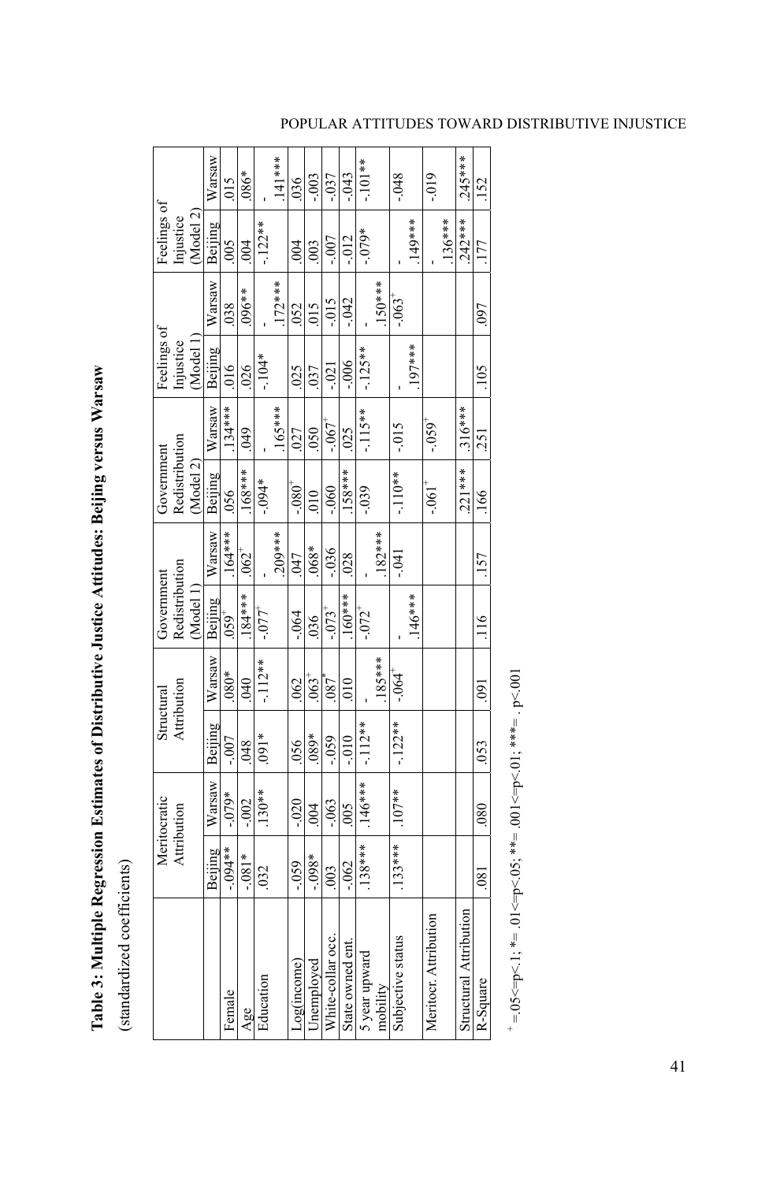**Table 3: Multiple Regression Estimates of Distributive Justice Attitudes: Beijing versus Warsaw**

(standardized coefficients)

| | Meritocratic Attribution | | Structural Attribution | | Government Redistribution (Model 1) | | Government Redistribution (Model 2) | | Feelings of Injustice (Model 1) | | Feelings of Injustice (Model 2) | |
|---|---|---|---|---|---|---|---|---|---|---|---|---|
| | Beijing | Warsaw | Beijing | Warsaw | Beijing | Warsaw | Beijing | Warsaw | Beijing | Warsaw | Beijing | Warsaw |
| Female | -.094** | -.079* | -.007 | .080* | .059+ | .164*** | .056 | .134*** | .016 | .038 | .005 | .015 |
| Age | -.081* | -.002 | .048 | .040 | .184*** | .062+ | .168*** | .049 | .026 | .096** | .004 | .086* |
| Education | .032 | .130** | .091* | -.112** | -.077+ | -.209*** | -.094* | -.165*** | -.104* | -.172*** | -.122** | -.141*** |
| Log(income) | -.059 | -.020 | .056 | .062 | -.064 | .047 | -.080+ | .027 | .025 | .052 | .004 | .036 |
| Unemployed | -.098* | .004 | .089* | .063+ | .036 | .068* | .010 | .050 | .037 | .015 | .003 | -.003 |
| White-collar occ. | .003 | -.063 | -.059 | .087* | -.073+ | -.036 | -.060 | -.067+ | -.021 | -.015 | -.007 | -.037 |
| State owned ent. | -.062 | .005 | -.010 | .010 | .160*** | .028 | .158*** | .025 | -.006 | -.042 | -.012 | -.043 |
| 5 year upward mobility | .138*** | .146*** | -.112** | -.185*** | -.072+ | -.182*** | -.039 | -.115** | -.125** | -.150*** | -.079* | -.101** |
| Subjective status | .133*** | .107** | -.122** | -.064+ | -.146*** | -.041 | -.110** | -.015 | -.197*** | -.063+ | -.149*** | -.048 |
| Meritocr. Attribution | | | | | | | -.061+ | -.059+ | | | -.136*** | -.019 |
| Structural Attribution | | | | | | | .221*** | .316*** | | | .242*** | .245*** |
| R-Square | .081 | .080 | .053 | .091 | .116 | .157 | .166 | .251 | .105 | .097 | .177 | .152 |

+ =.05<=p<.1; *= .01<=p<.05; **= .001<=p<.01; ***= . p<.001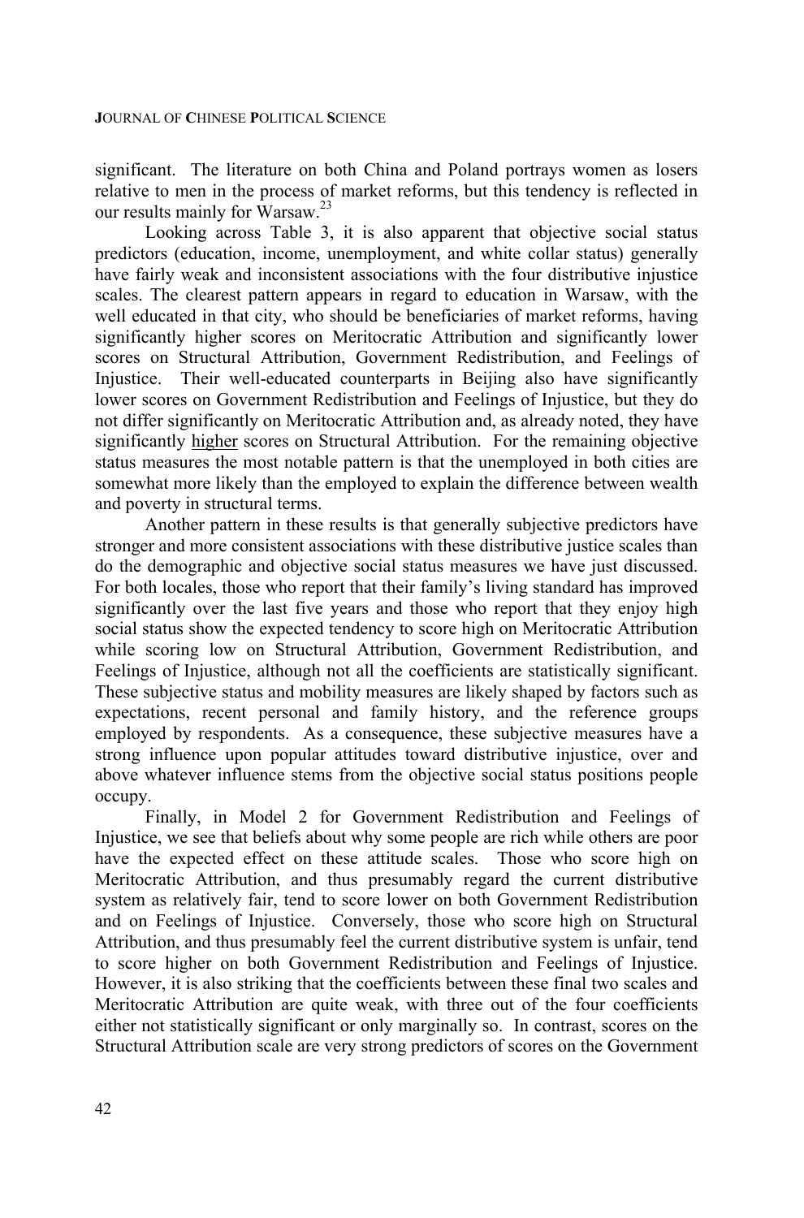significant. The literature on both China and Poland portrays women as losers relative to men in the process of market reforms, but this tendency is reflected in our results mainly for Warsaw.[23]

Looking across Table 3, it is also apparent that objective social status predictors (education, income, unemployment, and white collar status) generally have fairly weak and inconsistent associations with the four distributive injustice scales. The clearest pattern appears in regard to education in Warsaw, with the well educated in that city, who should be beneficiaries of market reforms, having significantly higher scores on Meritocratic Attribution and significantly lower scores on Structural Attribution, Government Redistribution, and Feelings of Injustice. Their well-educated counterparts in Beijing also have significantly lower scores on Government Redistribution and Feelings of Injustice, but they do not differ significantly on Meritocratic Attribution and, as already noted, they have significantly <u>higher</u> scores on Structural Attribution. For the remaining objective status measures the most notable pattern is that the unemployed in both cities are somewhat more likely than the employed to explain the difference between wealth and poverty in structural terms.

Another pattern in these results is that generally subjective predictors have stronger and more consistent associations with these distributive justice scales than do the demographic and objective social status measures we have just discussed. For both locales, those who report that their family's living standard has improved significantly over the last five years and those who report that they enjoy high social status show the expected tendency to score high on Meritocratic Attribution while scoring low on Structural Attribution, Government Redistribution, and Feelings of Injustice, although not all the coefficients are statistically significant. These subjective status and mobility measures are likely shaped by factors such as expectations, recent personal and family history, and the reference groups employed by respondents. As a consequence, these subjective measures have a strong influence upon popular attitudes toward distributive injustice, over and above whatever influence stems from the objective social status positions people occupy.

Finally, in Model 2 for Government Redistribution and Feelings of Injustice, we see that beliefs about why some people are rich while others are poor have the expected effect on these attitude scales. Those who score high on Meritocratic Attribution, and thus presumably regard the current distributive system as relatively fair, tend to score lower on both Government Redistribution and on Feelings of Injustice. Conversely, those who score high on Structural Attribution, and thus presumably feel the current distributive system is unfair, tend to score higher on both Government Redistribution and Feelings of Injustice. However, it is also striking that the coefficients between these final two scales and Meritocratic Attribution are quite weak, with three out of the four coefficients either not statistically significant or only marginally so. In contrast, scores on the Structural Attribution scale are very strong predictors of scores on the Government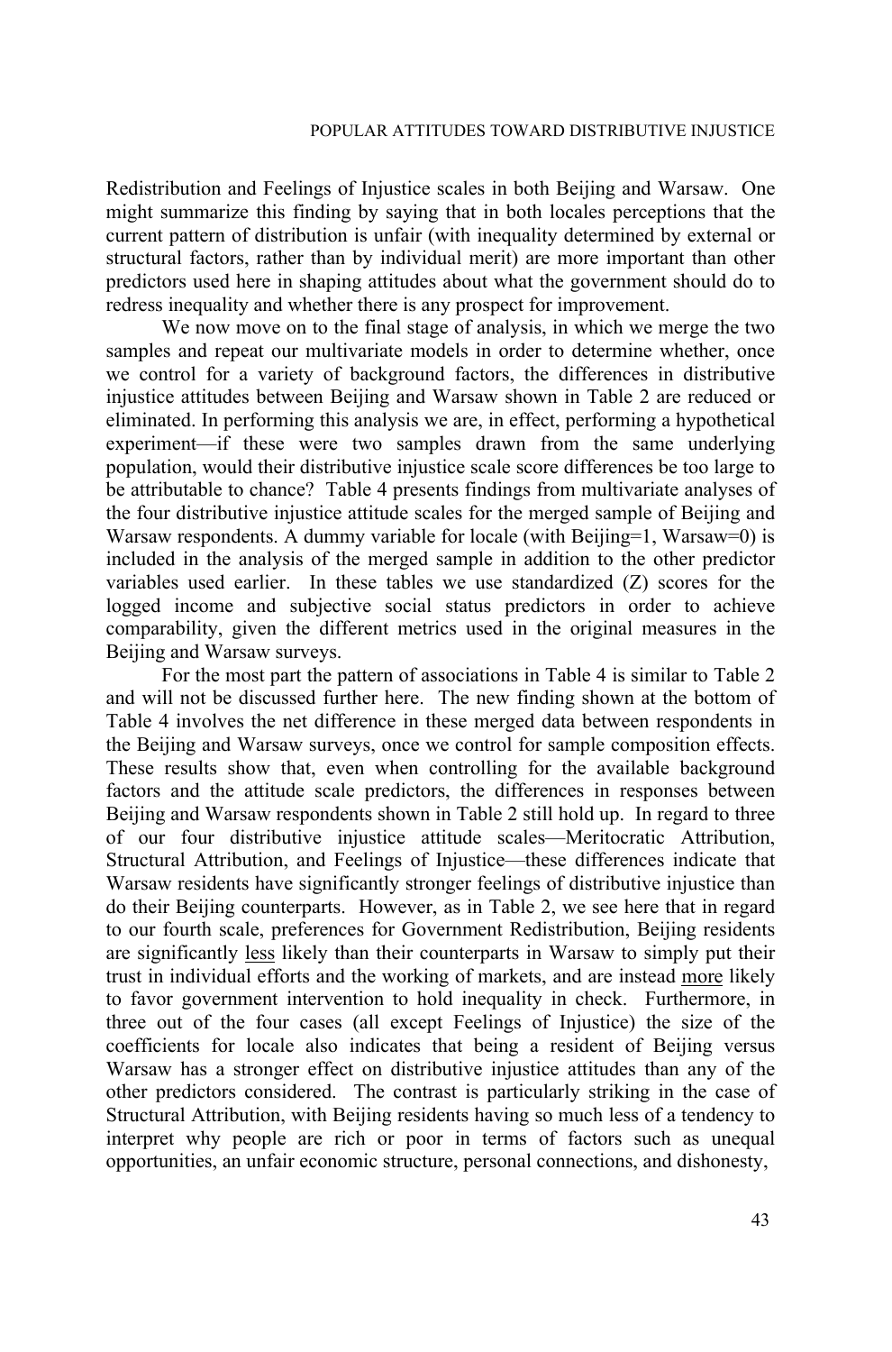Redistribution and Feelings of Injustice scales in both Beijing and Warsaw. One might summarize this finding by saying that in both locales perceptions that the current pattern of distribution is unfair (with inequality determined by external or structural factors, rather than by individual merit) are more important than other predictors used here in shaping attitudes about what the government should do to redress inequality and whether there is any prospect for improvement.

We now move on to the final stage of analysis, in which we merge the two samples and repeat our multivariate models in order to determine whether, once we control for a variety of background factors, the differences in distributive injustice attitudes between Beijing and Warsaw shown in Table 2 are reduced or eliminated. In performing this analysis we are, in effect, performing a hypothetical experiment—if these were two samples drawn from the same underlying population, would their distributive injustice scale score differences be too large to be attributable to chance? Table 4 presents findings from multivariate analyses of the four distributive injustice attitude scales for the merged sample of Beijing and Warsaw respondents. A dummy variable for locale (with Beijing=1, Warsaw=0) is included in the analysis of the merged sample in addition to the other predictor variables used earlier. In these tables we use standardized (Z) scores for the logged income and subjective social status predictors in order to achieve comparability, given the different metrics used in the original measures in the Beijing and Warsaw surveys.

For the most part the pattern of associations in Table 4 is similar to Table 2 and will not be discussed further here. The new finding shown at the bottom of Table 4 involves the net difference in these merged data between respondents in the Beijing and Warsaw surveys, once we control for sample composition effects. These results show that, even when controlling for the available background factors and the attitude scale predictors, the differences in responses between Beijing and Warsaw respondents shown in Table 2 still hold up. In regard to three of our four distributive injustice attitude scales—Meritocratic Attribution, Structural Attribution, and Feelings of Injustice—these differences indicate that Warsaw residents have significantly stronger feelings of distributive injustice than do their Beijing counterparts. However, as in Table 2, we see here that in regard to our fourth scale, preferences for Government Redistribution, Beijing residents are significantly <u>less</u> likely than their counterparts in Warsaw to simply put their trust in individual efforts and the working of markets, and are instead <u>more</u> likely to favor government intervention to hold inequality in check. Furthermore, in three out of the four cases (all except Feelings of Injustice) the size of the coefficients for locale also indicates that being a resident of Beijing versus Warsaw has a stronger effect on distributive injustice attitudes than any of the other predictors considered. The contrast is particularly striking in the case of Structural Attribution, with Beijing residents having so much less of a tendency to interpret why people are rich or poor in terms of factors such as unequal opportunities, an unfair economic structure, personal connections, and dishonesty,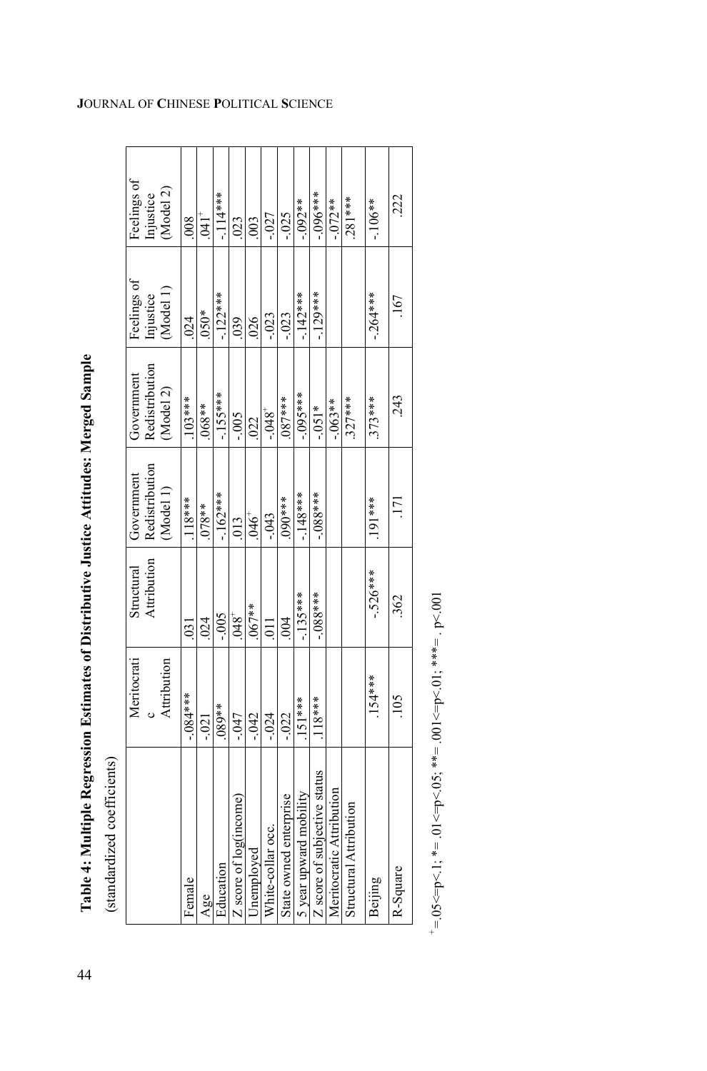**Table 4: Multiple Regression Estimates of Distributive Justice Attitudes: Merged Sample**

(standardized coefficients)

| | Meritocratic Attribution | Structural Attribution | Government Redistribution (Model 1) | Government Redistribution (Model 2) | Feelings of Injustice (Model 1) | Feelings of Injustice (Model 2) |
|---|---|---|---|---|---|---|
| Female | -.084*** | .031 | .118*** | .103*** | .024 | .008 |
| Age | -.021 | .024 | .078** | .068** | .050* | .041$^{+}$ |
| Education | .089** | -.005 | -.162*** | -.155*** | -.122*** | -.114*** |
| Z score of log(income) | -.047 | .048$^{+}$ | .013 | -.005 | .039 | .023 |
| Unemployed | -.042 | .067** | .046$^{+}$ | .022 | .026 | .003 |
| White-collar occ. | -.024 | .011 | -.043 | -.048$^{+}$ | -.023 | -.027 |
| State owned enterprise | -.022 | .004 | .090*** | .087*** | -.023 | -.025 |
| 5 year upward mobility | .151*** | -.135*** | -.148*** | -.095*** | -.142*** | -.092** |
| Z score of subjective status | .118*** | -.088*** | -.088*** | -.051* | -.129*** | -.096*** |
| Meritocratic Attribution | | | | -.063** | | -.072** |
| Structural Attribution | | | | .327*** | | .281*** |
| Beijing | .154*** | -.526*** | .191*** | .373*** | -.264*** | -.106** |
| R-Square | .105 | .362 | .171 | .243 | .167 | .222 |

$^{+}$=.05<=p<.1; *= .01<=p<.05; **= .001<=p<.01; ***= . p<.001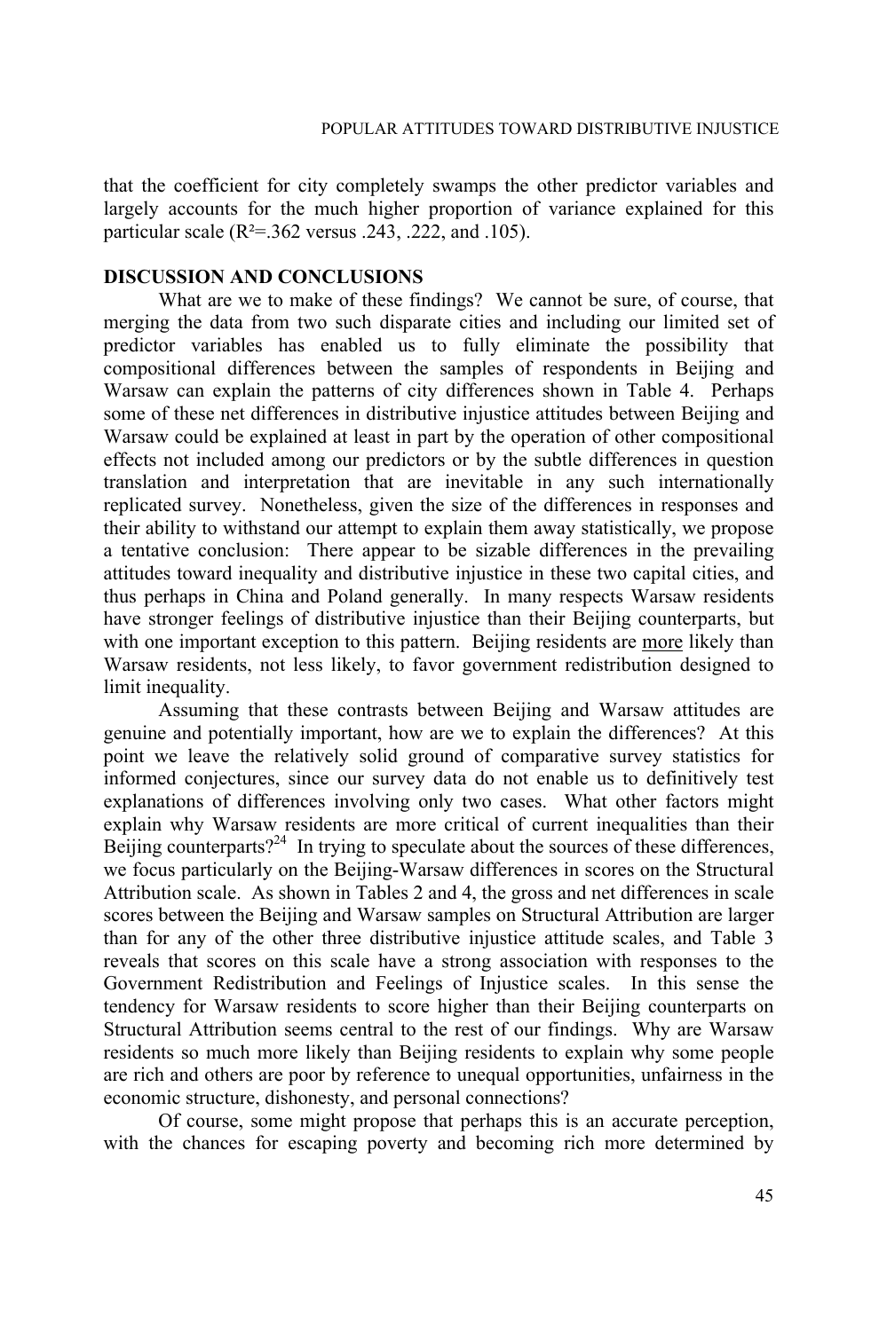that the coefficient for city completely swamps the other predictor variables and largely accounts for the much higher proportion of variance explained for this particular scale ($R^2$=.362 versus .243, .222, and .105).

## DISCUSSION AND CONCLUSIONS

What are we to make of these findings? We cannot be sure, of course, that merging the data from two such disparate cities and including our limited set of predictor variables has enabled us to fully eliminate the possibility that compositional differences between the samples of respondents in Beijing and Warsaw can explain the patterns of city differences shown in Table 4. Perhaps some of these net differences in distributive injustice attitudes between Beijing and Warsaw could be explained at least in part by the operation of other compositional effects not included among our predictors or by the subtle differences in question translation and interpretation that are inevitable in any such internationally replicated survey. Nonetheless, given the size of the differences in responses and their ability to withstand our attempt to explain them away statistically, we propose a tentative conclusion: There appear to be sizable differences in the prevailing attitudes toward inequality and distributive injustice in these two capital cities, and thus perhaps in China and Poland generally. In many respects Warsaw residents have stronger feelings of distributive injustice than their Beijing counterparts, but with one important exception to this pattern. Beijing residents are more likely than Warsaw residents, not less likely, to favor government redistribution designed to limit inequality.

Assuming that these contrasts between Beijing and Warsaw attitudes are genuine and potentially important, how are we to explain the differences? At this point we leave the relatively solid ground of comparative survey statistics for informed conjectures, since our survey data do not enable us to definitively test explanations of differences involving only two cases. What other factors might explain why Warsaw residents are more critical of current inequalities than their Beijing counterparts?[24] In trying to speculate about the sources of these differences, we focus particularly on the Beijing-Warsaw differences in scores on the Structural Attribution scale. As shown in Tables 2 and 4, the gross and net differences in scale scores between the Beijing and Warsaw samples on Structural Attribution are larger than for any of the other three distributive injustice attitude scales, and Table 3 reveals that scores on this scale have a strong association with responses to the Government Redistribution and Feelings of Injustice scales. In this sense the tendency for Warsaw residents to score higher than their Beijing counterparts on Structural Attribution seems central to the rest of our findings. Why are Warsaw residents so much more likely than Beijing residents to explain why some people are rich and others are poor by reference to unequal opportunities, unfairness in the economic structure, dishonesty, and personal connections?

Of course, some might propose that perhaps this is an accurate perception, with the chances for escaping poverty and becoming rich more determined by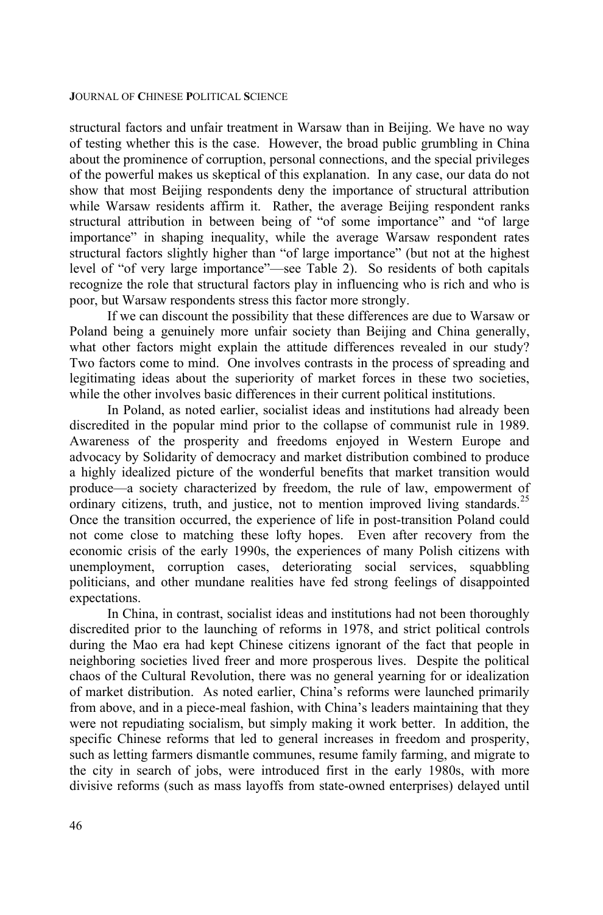structural factors and unfair treatment in Warsaw than in Beijing. We have no way of testing whether this is the case. However, the broad public grumbling in China about the prominence of corruption, personal connections, and the special privileges of the powerful makes us skeptical of this explanation. In any case, our data do not show that most Beijing respondents deny the importance of structural attribution while Warsaw residents affirm it. Rather, the average Beijing respondent ranks structural attribution in between being of "of some importance" and "of large importance" in shaping inequality, while the average Warsaw respondent rates structural factors slightly higher than "of large importance" (but not at the highest level of "of very large importance"—see Table 2). So residents of both capitals recognize the role that structural factors play in influencing who is rich and who is poor, but Warsaw respondents stress this factor more strongly.

If we can discount the possibility that these differences are due to Warsaw or Poland being a genuinely more unfair society than Beijing and China generally, what other factors might explain the attitude differences revealed in our study? Two factors come to mind. One involves contrasts in the process of spreading and legitimating ideas about the superiority of market forces in these two societies, while the other involves basic differences in their current political institutions.

In Poland, as noted earlier, socialist ideas and institutions had already been discredited in the popular mind prior to the collapse of communist rule in 1989. Awareness of the prosperity and freedoms enjoyed in Western Europe and advocacy by Solidarity of democracy and market distribution combined to produce a highly idealized picture of the wonderful benefits that market transition would produce—a society characterized by freedom, the rule of law, empowerment of ordinary citizens, truth, and justice, not to mention improved living standards.[25] Once the transition occurred, the experience of life in post-transition Poland could not come close to matching these lofty hopes. Even after recovery from the economic crisis of the early 1990s, the experiences of many Polish citizens with unemployment, corruption cases, deteriorating social services, squabbling politicians, and other mundane realities have fed strong feelings of disappointed expectations.

In China, in contrast, socialist ideas and institutions had not been thoroughly discredited prior to the launching of reforms in 1978, and strict political controls during the Mao era had kept Chinese citizens ignorant of the fact that people in neighboring societies lived freer and more prosperous lives. Despite the political chaos of the Cultural Revolution, there was no general yearning for or idealization of market distribution. As noted earlier, China's reforms were launched primarily from above, and in a piece-meal fashion, with China's leaders maintaining that they were not repudiating socialism, but simply making it work better. In addition, the specific Chinese reforms that led to general increases in freedom and prosperity, such as letting farmers dismantle communes, resume family farming, and migrate to the city in search of jobs, were introduced first in the early 1980s, with more divisive reforms (such as mass layoffs from state-owned enterprises) delayed until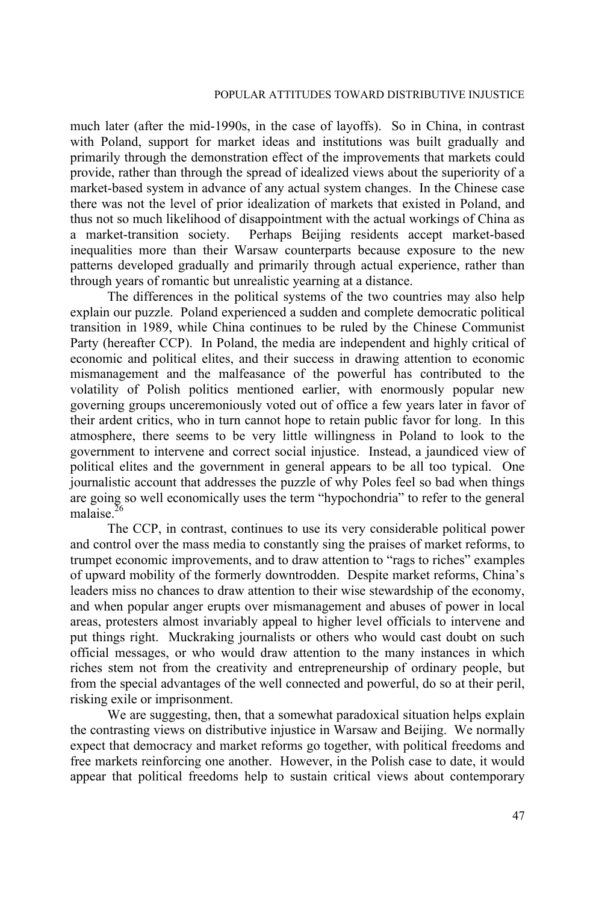much later (after the mid-1990s, in the case of layoffs). So in China, in contrast with Poland, support for market ideas and institutions was built gradually and primarily through the demonstration effect of the improvements that markets could provide, rather than through the spread of idealized views about the superiority of a market-based system in advance of any actual system changes. In the Chinese case there was not the level of prior idealization of markets that existed in Poland, and thus not so much likelihood of disappointment with the actual workings of China as a market-transition society. Perhaps Beijing residents accept market-based inequalities more than their Warsaw counterparts because exposure to the new patterns developed gradually and primarily through actual experience, rather than through years of romantic but unrealistic yearning at a distance.

The differences in the political systems of the two countries may also help explain our puzzle. Poland experienced a sudden and complete democratic political transition in 1989, while China continues to be ruled by the Chinese Communist Party (hereafter CCP). In Poland, the media are independent and highly critical of economic and political elites, and their success in drawing attention to economic mismanagement and the malfeasance of the powerful has contributed to the volatility of Polish politics mentioned earlier, with enormously popular new governing groups unceremoniously voted out of office a few years later in favor of their ardent critics, who in turn cannot hope to retain public favor for long. In this atmosphere, there seems to be very little willingness in Poland to look to the government to intervene and correct social injustice. Instead, a jaundiced view of political elites and the government in general appears to be all too typical. One journalistic account that addresses the puzzle of why Poles feel so bad when things are going so well economically uses the term "hypochondria" to refer to the general malaise.[26]

The CCP, in contrast, continues to use its very considerable political power and control over the mass media to constantly sing the praises of market reforms, to trumpet economic improvements, and to draw attention to "rags to riches" examples of upward mobility of the formerly downtrodden. Despite market reforms, China's leaders miss no chances to draw attention to their wise stewardship of the economy, and when popular anger erupts over mismanagement and abuses of power in local areas, protesters almost invariably appeal to higher level officials to intervene and put things right. Muckraking journalists or others who would cast doubt on such official messages, or who would draw attention to the many instances in which riches stem not from the creativity and entrepreneurship of ordinary people, but from the special advantages of the well connected and powerful, do so at their peril, risking exile or imprisonment.

We are suggesting, then, that a somewhat paradoxical situation helps explain the contrasting views on distributive injustice in Warsaw and Beijing. We normally expect that democracy and market reforms go together, with political freedoms and free markets reinforcing one another. However, in the Polish case to date, it would appear that political freedoms help to sustain critical views about contemporary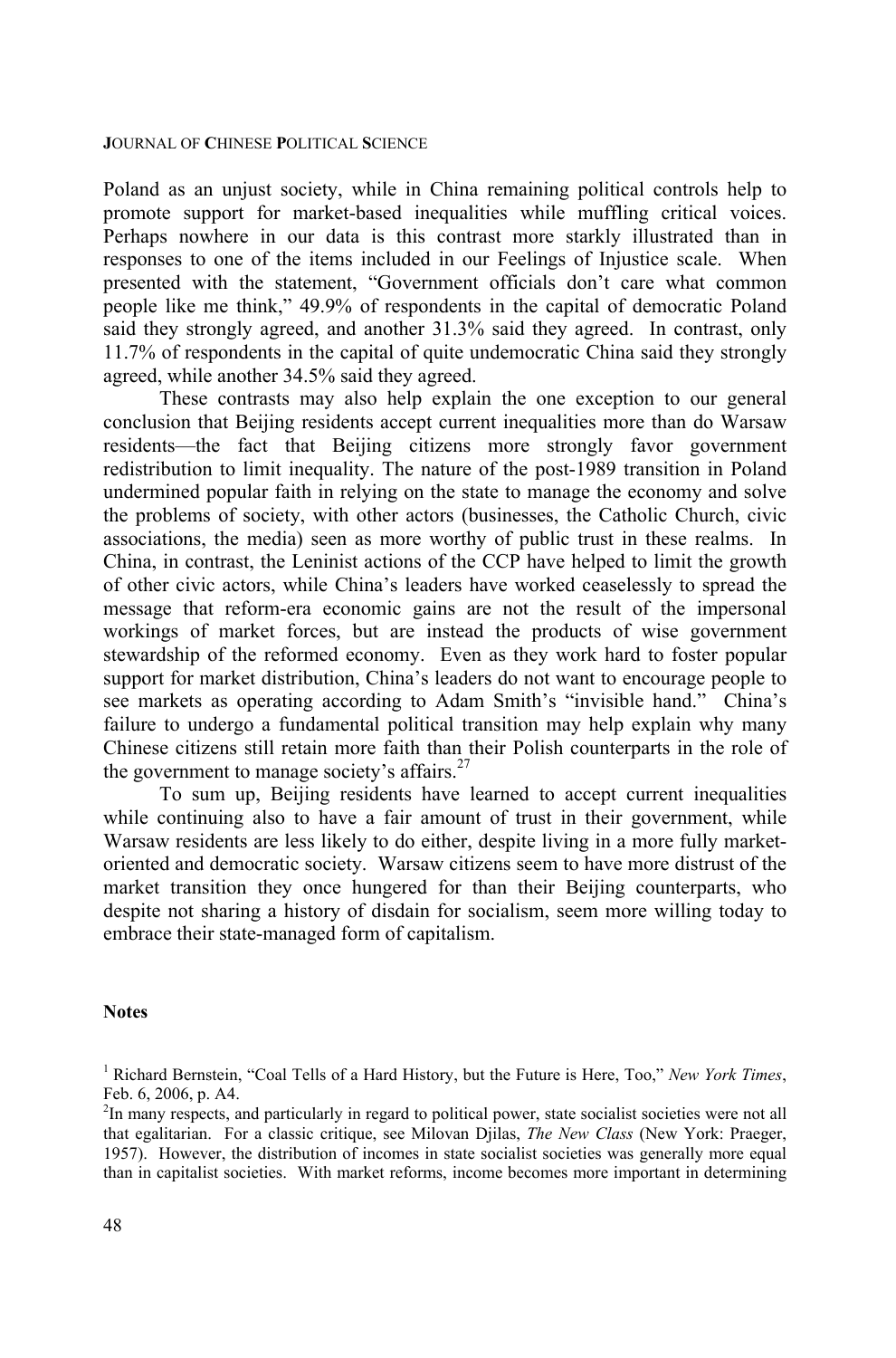Poland as an unjust society, while in China remaining political controls help to promote support for market-based inequalities while muffling critical voices. Perhaps nowhere in our data is this contrast more starkly illustrated than in responses to one of the items included in our Feelings of Injustice scale. When presented with the statement, "Government officials don't care what common people like me think," 49.9% of respondents in the capital of democratic Poland said they strongly agreed, and another 31.3% said they agreed. In contrast, only 11.7% of respondents in the capital of quite undemocratic China said they strongly agreed, while another 34.5% said they agreed.

These contrasts may also help explain the one exception to our general conclusion that Beijing residents accept current inequalities more than do Warsaw residents—the fact that Beijing citizens more strongly favor government redistribution to limit inequality. The nature of the post-1989 transition in Poland undermined popular faith in relying on the state to manage the economy and solve the problems of society, with other actors (businesses, the Catholic Church, civic associations, the media) seen as more worthy of public trust in these realms. In China, in contrast, the Leninist actions of the CCP have helped to limit the growth of other civic actors, while China's leaders have worked ceaselessly to spread the message that reform-era economic gains are not the result of the impersonal workings of market forces, but are instead the products of wise government stewardship of the reformed economy. Even as they work hard to foster popular support for market distribution, China's leaders do not want to encourage people to see markets as operating according to Adam Smith's "invisible hand." China's failure to undergo a fundamental political transition may help explain why many Chinese citizens still retain more faith than their Polish counterparts in the role of the government to manage society's affairs.[27]

To sum up, Beijing residents have learned to accept current inequalities while continuing also to have a fair amount of trust in their government, while Warsaw residents are less likely to do either, despite living in a more fully market-oriented and democratic society. Warsaw citizens seem to have more distrust of the market transition they once hungered for than their Beijing counterparts, who despite not sharing a history of disdain for socialism, seem more willing today to embrace their state-managed form of capitalism.

**Notes**

[1] Richard Bernstein, "Coal Tells of a Hard History, but the Future is Here, Too," *New York Times*, Feb. 6, 2006, p. A4.

[2] In many respects, and particularly in regard to political power, state socialist societies were not all that egalitarian. For a classic critique, see Milovan Djilas, *The New Class* (New York: Praeger, 1957). However, the distribution of incomes in state socialist societies was generally more equal than in capitalist societies. With market reforms, income becomes more important in determining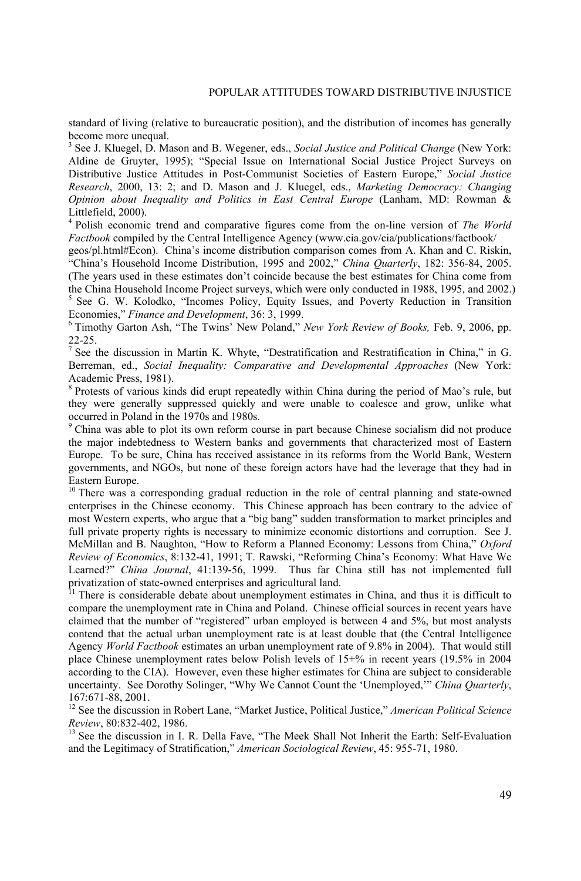standard of living (relative to bureaucratic position), and the distribution of incomes has generally become more unequal.

[3] See J. Kluegel, D. Mason and B. Wegener, eds., *Social Justice and Political Change* (New York: Aldine de Gruyter, 1995); "Special Issue on International Social Justice Project Surveys on Distributive Justice Attitudes in Post-Communist Societies of Eastern Europe," *Social Justice Research*, 2000, 13: 2; and D. Mason and J. Kluegel, eds., *Marketing Democracy: Changing Opinion about Inequality and Politics in East Central Europe* (Lanham, MD: Rowman & Littlefield, 2000).

[4] Polish economic trend and comparative figures come from the on-line version of *The World Factbook* compiled by the Central Intelligence Agency (www.cia.gov/cia/publications/factbook/geos/pl.html#Econ). China's income distribution comparison comes from A. Khan and C. Riskin, "China's Household Income Distribution, 1995 and 2002," *China Quarterly*, 182: 356-84, 2005. (The years used in these estimates don't coincide because the best estimates for China come from the China Household Income Project surveys, which were only conducted in 1988, 1995, and 2002.)

[5] See G. W. Kolodko, "Incomes Policy, Equity Issues, and Poverty Reduction in Transition Economies," *Finance and Development*, 36: 3, 1999.

[6] Timothy Garton Ash, "The Twins' New Poland," *New York Review of Books,* Feb. 9, 2006, pp. 22-25.

[7] See the discussion in Martin K. Whyte, "Destratification and Restratification in China," in G. Berreman, ed., *Social Inequality: Comparative and Developmental Approaches* (New York: Academic Press, 1981).

[8] Protests of various kinds did erupt repeatedly within China during the period of Mao's rule, but they were generally suppressed quickly and were unable to coalesce and grow, unlike what occurred in Poland in the 1970s and 1980s.

[9] China was able to plot its own reform course in part because Chinese socialism did not produce the major indebtedness to Western banks and governments that characterized most of Eastern Europe. To be sure, China has received assistance in its reforms from the World Bank, Western governments, and NGOs, but none of these foreign actors have had the leverage that they had in Eastern Europe.

[10] There was a corresponding gradual reduction in the role of central planning and state-owned enterprises in the Chinese economy. This Chinese approach has been contrary to the advice of most Western experts, who argue that a "big bang" sudden transformation to market principles and full private property rights is necessary to minimize economic distortions and corruption. See J. McMillan and B. Naughton, "How to Reform a Planned Economy: Lessons from China," *Oxford Review of Economics*, 8:132-41, 1991; T. Rawski, "Reforming China's Economy: What Have We Learned?" *China Journal*, 41:139-56, 1999. Thus far China still has not implemented full privatization of state-owned enterprises and agricultural land.

[11] There is considerable debate about unemployment estimates in China, and thus it is difficult to compare the unemployment rate in China and Poland. Chinese official sources in recent years have claimed that the number of "registered" urban employed is between 4 and 5%, but most analysts contend that the actual urban unemployment rate is at least double that (the Central Intelligence Agency *World Factbook* estimates an urban unemployment rate of 9.8% in 2004). That would still place Chinese unemployment rates below Polish levels of 15+% in recent years (19.5% in 2004 according to the CIA). However, even these higher estimates for China are subject to considerable uncertainty. See Dorothy Solinger, "Why We Cannot Count the 'Unemployed,'" *China Quarterly*, 167:671-88, 2001.

[12] See the discussion in Robert Lane, "Market Justice, Political Justice," *American Political Science Review*, 80:832-402, 1986.

[13] See the discussion in I. R. Della Fave, "The Meek Shall Not Inherit the Earth: Self-Evaluation and the Legitimacy of Stratification," *American Sociological Review*, 45: 955-71, 1980.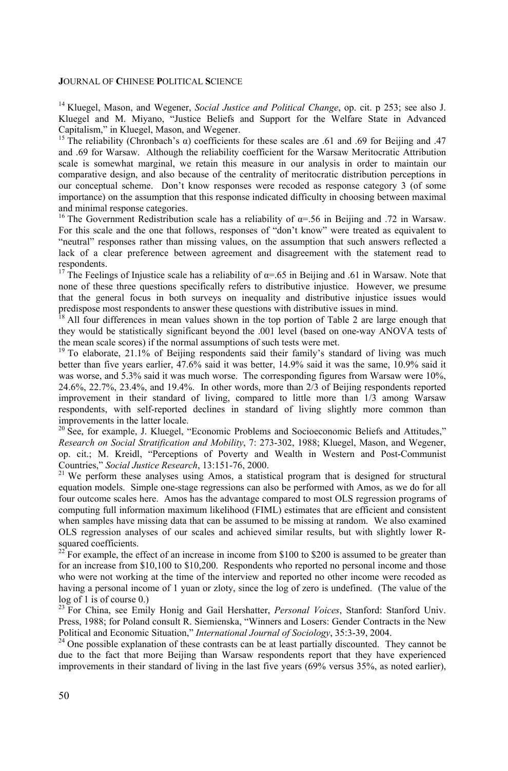[14] Kluegel, Mason, and Wegener, *Social Justice and Political Change*, op. cit. p 253; see also J. Kluegel and M. Miyano, "Justice Beliefs and Support for the Welfare State in Advanced Capitalism," in Kluegel, Mason, and Wegener.

[15] The reliability (Chronbach's α) coefficients for these scales are .61 and .69 for Beijing and .47 and .69 for Warsaw. Although the reliability coefficient for the Warsaw Meritocratic Attribution scale is somewhat marginal, we retain this measure in our analysis in order to maintain our comparative design, and also because of the centrality of meritocratic distribution perceptions in our conceptual scheme. Don't know responses were recoded as response category 3 (of some importance) on the assumption that this response indicated difficulty in choosing between maximal and minimal response categories.

[16] The Government Redistribution scale has a reliability of α=.56 in Beijing and .72 in Warsaw. For this scale and the one that follows, responses of "don't know" were treated as equivalent to "neutral" responses rather than missing values, on the assumption that such answers reflected a lack of a clear preference between agreement and disagreement with the statement read to respondents.

[17] The Feelings of Injustice scale has a reliability of α=.65 in Beijing and .61 in Warsaw. Note that none of these three questions specifically refers to distributive injustice. However, we presume that the general focus in both surveys on inequality and distributive injustice issues would predispose most respondents to answer these questions with distributive issues in mind.

[18] All four differences in mean values shown in the top portion of Table 2 are large enough that they would be statistically significant beyond the .001 level (based on one-way ANOVA tests of the mean scale scores) if the normal assumptions of such tests were met.

[19] To elaborate, 21.1% of Beijing respondents said their family's standard of living was much better than five years earlier, 47.6% said it was better, 14.9% said it was the same, 10.9% said it was worse, and 5.3% said it was much worse. The corresponding figures from Warsaw were 10%, 24.6%, 22.7%, 23.4%, and 19.4%. In other words, more than 2/3 of Beijing respondents reported improvement in their standard of living, compared to little more than 1/3 among Warsaw respondents, with self-reported declines in standard of living slightly more common than improvements in the latter locale.

[20] See, for example, J. Kluegel, "Economic Problems and Socioeconomic Beliefs and Attitudes," *Research on Social Stratification and Mobility*, 7: 273-302, 1988; Kluegel, Mason, and Wegener, op. cit.; M. Kreidl, "Perceptions of Poverty and Wealth in Western and Post-Communist Countries," *Social Justice Research*, 13:151-76, 2000.

[21] We perform these analyses using Amos, a statistical program that is designed for structural equation models. Simple one-stage regressions can also be performed with Amos, as we do for all four outcome scales here. Amos has the advantage compared to most OLS regression programs of computing full information maximum likelihood (FIML) estimates that are efficient and consistent when samples have missing data that can be assumed to be missing at random. We also examined OLS regression analyses of our scales and achieved similar results, but with slightly lower R-squared coefficients.

[22] For example, the effect of an increase in income from \$100 to \$200 is assumed to be greater than for an increase from \$10,100 to \$10,200. Respondents who reported no personal income and those who were not working at the time of the interview and reported no other income were recoded as having a personal income of 1 yuan or zloty, since the log of zero is undefined. (The value of the log of 1 is of course 0.)

[23] For China, see Emily Honig and Gail Hershatter, *Personal Voices*, Stanford: Stanford Univ. Press, 1988; for Poland consult R. Siemienska, "Winners and Losers: Gender Contracts in the New Political and Economic Situation," *International Journal of Sociology*, 35:3-39, 2004.

[24] One possible explanation of these contrasts can be at least partially discounted. They cannot be due to the fact that more Beijing than Warsaw respondents report that they have experienced improvements in their standard of living in the last five years (69% versus 35%, as noted earlier),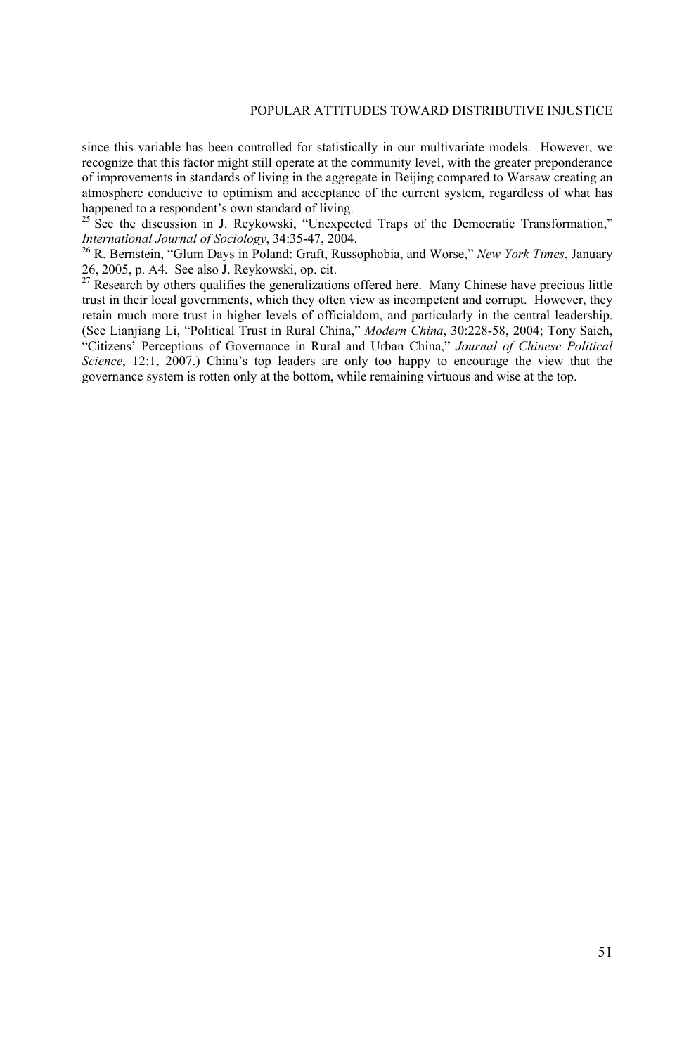since this variable has been controlled for statistically in our multivariate models. However, we recognize that this factor might still operate at the community level, with the greater preponderance of improvements in standards of living in the aggregate in Beijing compared to Warsaw creating an atmosphere conducive to optimism and acceptance of the current system, regardless of what has happened to a respondent's own standard of living.

[25] See the discussion in J. Reykowski, "Unexpected Traps of the Democratic Transformation," *International Journal of Sociology*, 34:35-47, 2004.

[26] R. Bernstein, "Glum Days in Poland: Graft, Russophobia, and Worse," *New York Times*, January 26, 2005, p. A4. See also J. Reykowski, op. cit.

[27] Research by others qualifies the generalizations offered here. Many Chinese have precious little trust in their local governments, which they often view as incompetent and corrupt. However, they retain much more trust in higher levels of officialdom, and particularly in the central leadership. (See Lianjiang Li, "Political Trust in Rural China," *Modern China*, 30:228-58, 2004; Tony Saich, "Citizens' Perceptions of Governance in Rural and Urban China," *Journal of Chinese Political Science*, 12:1, 2007.) China's top leaders are only too happy to encourage the view that the governance system is rotten only at the bottom, while remaining virtuous and wise at the top.